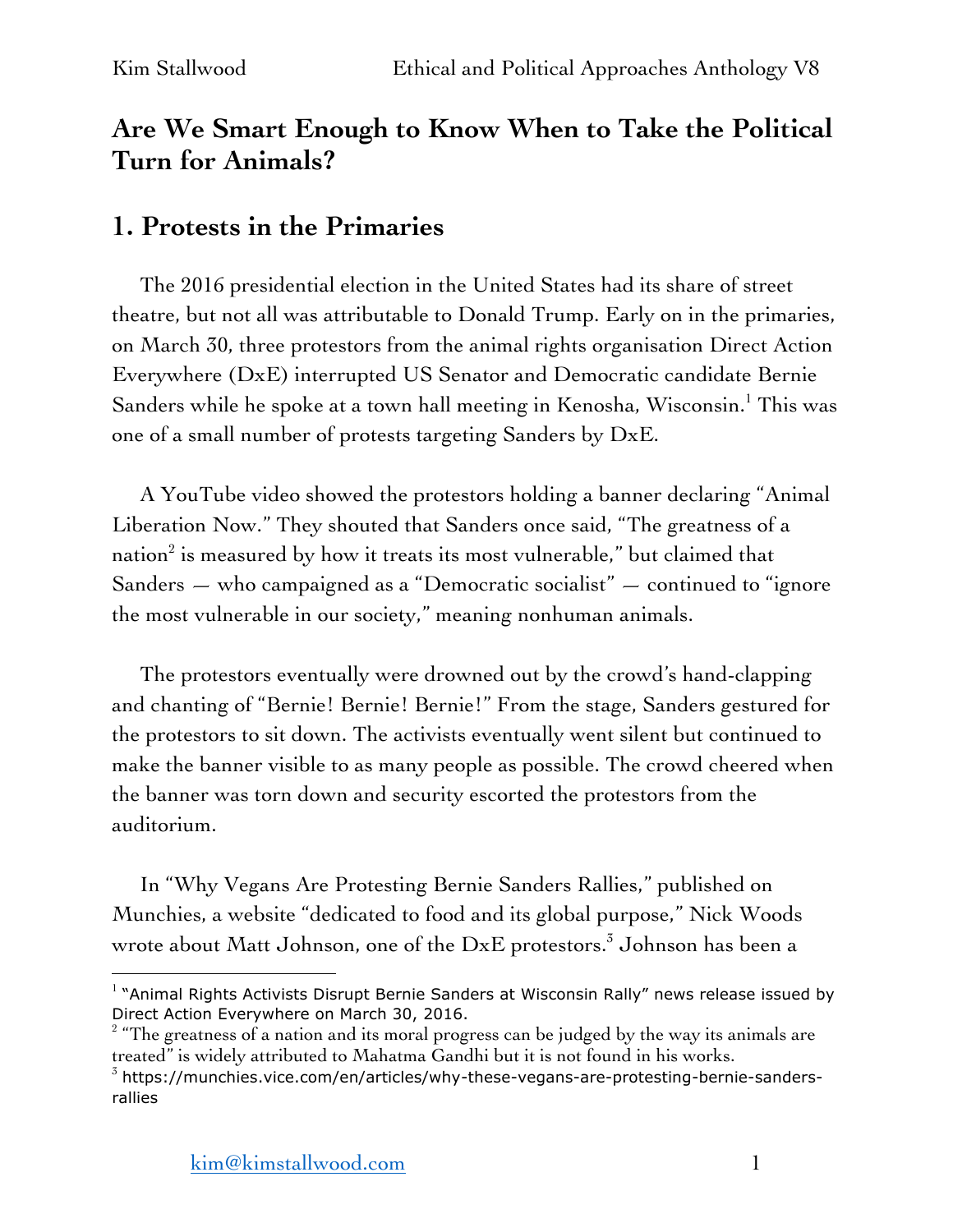# Are We Smart Enough to Know When to Take the Political Turn for Animals?

## 1. Protests in the Primaries

The 2016 presidential election in the United States had its share of street theatre, but not all was attributable to Donald Trump. Early on in the primaries, on March 30, three protestors from the animal rights organisation Direct Action Everywhere (DxE) interrupted US Senator and Democratic candidate Bernie Sanders while he spoke at a town hall meeting in Kenosha, Wisconsin.[1] This was one of a small number of protests targeting Sanders by DxE.

A YouTube video showed the protestors holding a banner declaring "Animal Liberation Now." They shouted that Sanders once said, "The greatness of a nation[2] is measured by how it treats its most vulnerable," but claimed that Sanders — who campaigned as a "Democratic socialist" — continued to "ignore the most vulnerable in our society," meaning nonhuman animals.

The protestors eventually were drowned out by the crowd's hand-clapping and chanting of "Bernie! Bernie! Bernie!" From the stage, Sanders gestured for the protestors to sit down. The activists eventually went silent but continued to make the banner visible to as many people as possible. The crowd cheered when the banner was torn down and security escorted the protestors from the auditorium.

In "Why Vegans Are Protesting Bernie Sanders Rallies," published on Munchies, a website "dedicated to food and its global purpose," Nick Woods wrote about Matt Johnson, one of the DxE protestors.[3] Johnson has been a

---

[1] "Animal Rights Activists Disrupt Bernie Sanders at Wisconsin Rally" news release issued by Direct Action Everywhere on March 30, 2016.

[2] "The greatness of a nation and its moral progress can be judged by the way its animals are treated" is widely attributed to Mahatma Gandhi but it is not found in his works.

[3] https://munchies.vice.com/en/articles/why-these-vegans-are-protesting-bernie-sanders-rallies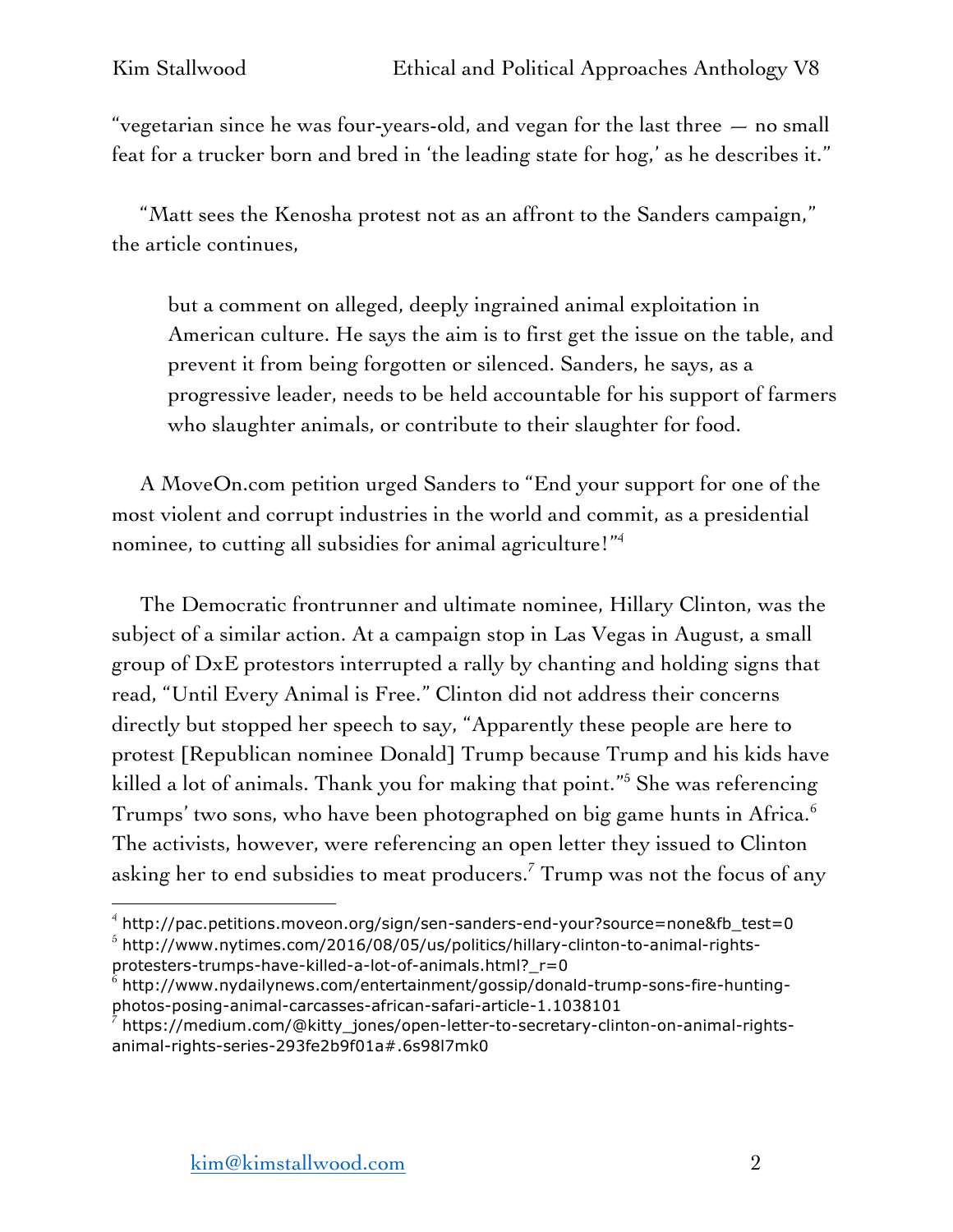"vegetarian since he was four-years-old, and vegan for the last three — no small feat for a trucker born and bred in 'the leading state for hog,' as he describes it."

"Matt sees the Kenosha protest not as an affront to the Sanders campaign," the article continues,

> but a comment on alleged, deeply ingrained animal exploitation in American culture. He says the aim is to first get the issue on the table, and prevent it from being forgotten or silenced. Sanders, he says, as a progressive leader, needs to be held accountable for his support of farmers who slaughter animals, or contribute to their slaughter for food.

A MoveOn.com petition urged Sanders to "End your support for one of the most violent and corrupt industries in the world and commit, as a presidential nominee, to cutting all subsidies for animal agriculture!"[4]

The Democratic frontrunner and ultimate nominee, Hillary Clinton, was the subject of a similar action. At a campaign stop in Las Vegas in August, a small group of DxE protestors interrupted a rally by chanting and holding signs that read, "Until Every Animal is Free." Clinton did not address their concerns directly but stopped her speech to say, "Apparently these people are here to protest [Republican nominee Donald] Trump because Trump and his kids have killed a lot of animals. Thank you for making that point."[5] She was referencing Trumps' two sons, who have been photographed on big game hunts in Africa.[6] The activists, however, were referencing an open letter they issued to Clinton asking her to end subsidies to meat producers.[7] Trump was not the focus of any

---

[4] http://pac.petitions.moveon.org/sign/sen-sanders-end-your?source=none&fb_test=0

[5] http://www.nytimes.com/2016/08/05/us/politics/hillary-clinton-to-animal-rights-protesters-trumps-have-killed-a-lot-of-animals.html?_r=0

[6] http://www.nydailynews.com/entertainment/gossip/donald-trump-sons-fire-hunting-photos-posing-animal-carcasses-african-safari-article-1.1038101

[7] https://medium.com/@kitty_jones/open-letter-to-secretary-clinton-on-animal-rights-animal-rights-series-293fe2b9f01a#.6s98l7mk0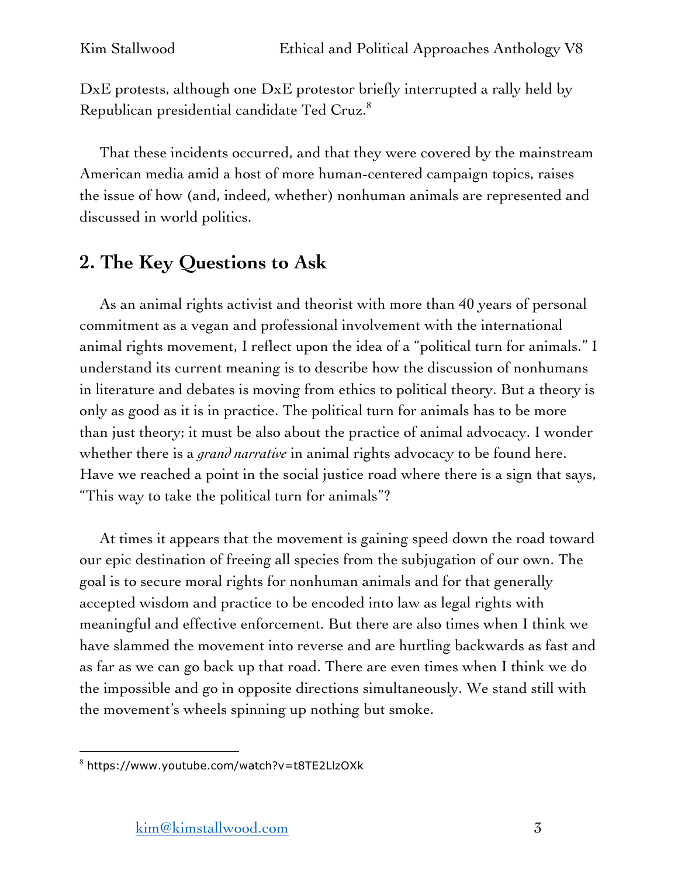DxE protests, although one DxE protestor briefly interrupted a rally held by Republican presidential candidate Ted Cruz.[8]

That these incidents occurred, and that they were covered by the mainstream American media amid a host of more human-centered campaign topics, raises the issue of how (and, indeed, whether) nonhuman animals are represented and discussed in world politics.

## 2. The Key Questions to Ask

As an animal rights activist and theorist with more than 40 years of personal commitment as a vegan and professional involvement with the international animal rights movement, I reflect upon the idea of a "political turn for animals." I understand its current meaning is to describe how the discussion of nonhumans in literature and debates is moving from ethics to political theory. But a theory is only as good as it is in practice. The political turn for animals has to be more than just theory; it must be also about the practice of animal advocacy. I wonder whether there is a *grand narrative* in animal rights advocacy to be found here. Have we reached a point in the social justice road where there is a sign that says, "This way to take the political turn for animals"?

At times it appears that the movement is gaining speed down the road toward our epic destination of freeing all species from the subjugation of our own. The goal is to secure moral rights for nonhuman animals and for that generally accepted wisdom and practice to be encoded into law as legal rights with meaningful and effective enforcement. But there are also times when I think we have slammed the movement into reverse and are hurtling backwards as fast and as far as we can go back up that road. There are even times when I think we do the impossible and go in opposite directions simultaneously. We stand still with the movement's wheels spinning up nothing but smoke.

---

[8] https://www.youtube.com/watch?v=t8TE2LlzOXk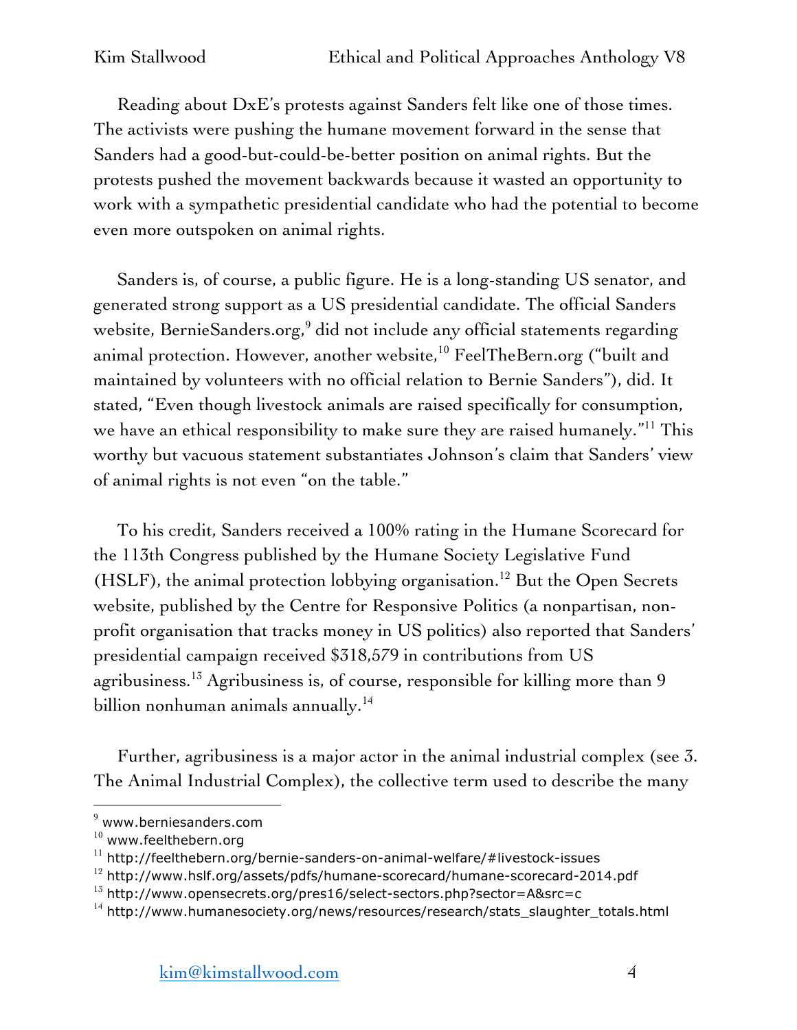Reading about DxE's protests against Sanders felt like one of those times. The activists were pushing the humane movement forward in the sense that Sanders had a good-but-could-be-better position on animal rights. But the protests pushed the movement backwards because it wasted an opportunity to work with a sympathetic presidential candidate who had the potential to become even more outspoken on animal rights.

Sanders is, of course, a public figure. He is a long-standing US senator, and generated strong support as a US presidential candidate. The official Sanders website, BernieSanders.org,[9] did not include any official statements regarding animal protection. However, another website,[10] FeelTheBern.org ("built and maintained by volunteers with no official relation to Bernie Sanders"), did. It stated, "Even though livestock animals are raised specifically for consumption, we have an ethical responsibility to make sure they are raised humanely."[11] This worthy but vacuous statement substantiates Johnson's claim that Sanders' view of animal rights is not even "on the table."

To his credit, Sanders received a 100% rating in the Humane Scorecard for the 113th Congress published by the Humane Society Legislative Fund (HSLF), the animal protection lobbying organisation.[12] But the Open Secrets website, published by the Centre for Responsive Politics (a nonpartisan, non-profit organisation that tracks money in US politics) also reported that Sanders' presidential campaign received $318,579 in contributions from US agribusiness.[13] Agribusiness is, of course, responsible for killing more than 9 billion nonhuman animals annually.[14]

Further, agribusiness is a major actor in the animal industrial complex (see 3. The Animal Industrial Complex), the collective term used to describe the many

---

[9] www.berniesanders.com

[10] www.feelthebern.org

[11] http://feelthebern.org/bernie-sanders-on-animal-welfare/#livestock-issues

[12] http://www.hslf.org/assets/pdfs/humane-scorecard/humane-scorecard-2014.pdf

[13] http://www.opensecrets.org/pres16/select-sectors.php?sector=A&src=c

[14] http://www.humanesociety.org/news/resources/research/stats_slaughter_totals.html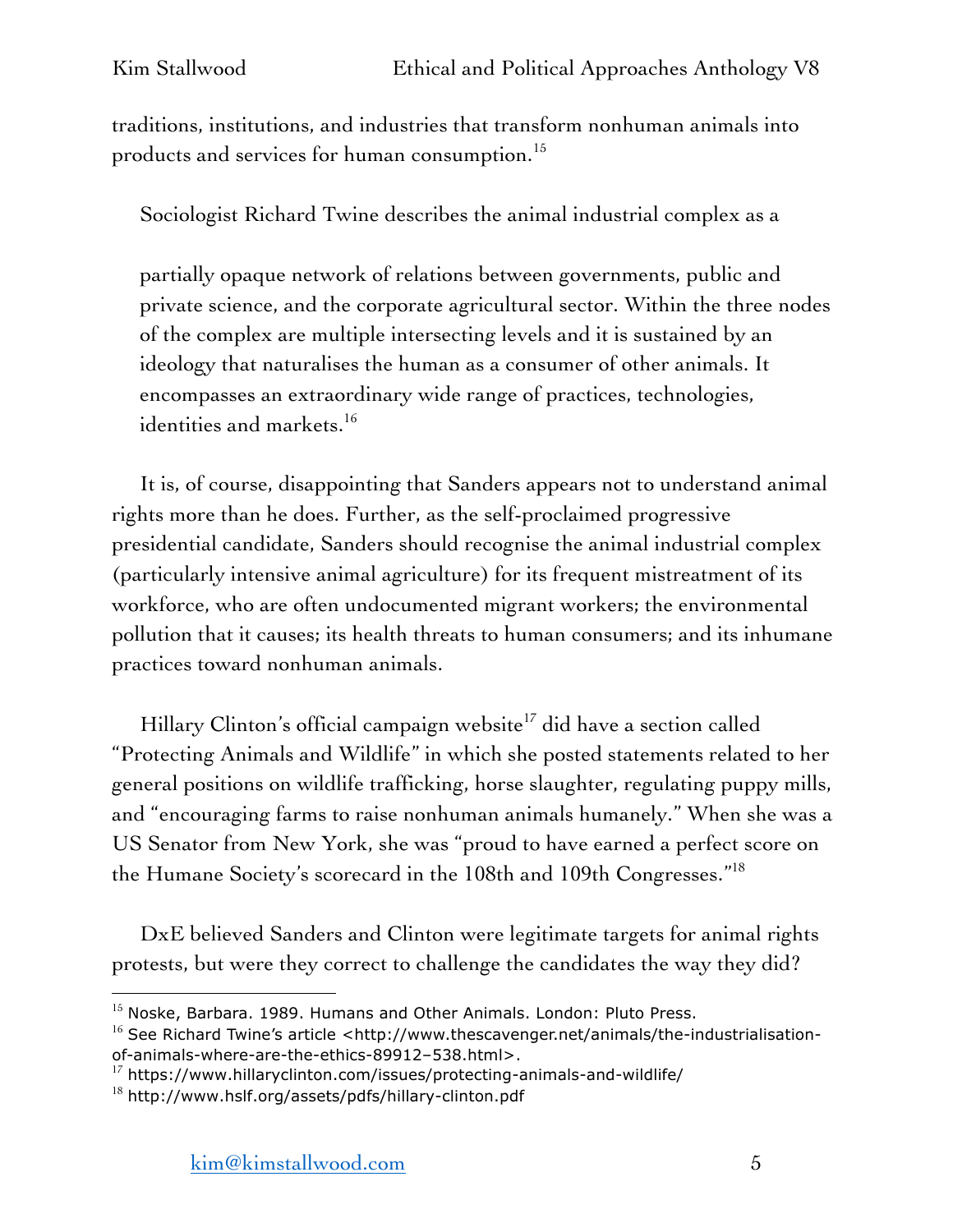traditions, institutions, and industries that transform nonhuman animals into products and services for human consumption.[15]

Sociologist Richard Twine describes the animal industrial complex as a

> partially opaque network of relations between governments, public and private science, and the corporate agricultural sector. Within the three nodes of the complex are multiple intersecting levels and it is sustained by an ideology that naturalises the human as a consumer of other animals. It encompasses an extraordinary wide range of practices, technologies, identities and markets.[16]

It is, of course, disappointing that Sanders appears not to understand animal rights more than he does. Further, as the self-proclaimed progressive presidential candidate, Sanders should recognise the animal industrial complex (particularly intensive animal agriculture) for its frequent mistreatment of its workforce, who are often undocumented migrant workers; the environmental pollution that it causes; its health threats to human consumers; and its inhumane practices toward nonhuman animals.

Hillary Clinton's official campaign website[17] did have a section called "Protecting Animals and Wildlife" in which she posted statements related to her general positions on wildlife trafficking, horse slaughter, regulating puppy mills, and "encouraging farms to raise nonhuman animals humanely." When she was a US Senator from New York, she was "proud to have earned a perfect score on the Humane Society's scorecard in the 108th and 109th Congresses."[18]

DxE believed Sanders and Clinton were legitimate targets for animal rights protests, but were they correct to challenge the candidates the way they did?

---

[15] Noske, Barbara. 1989. Humans and Other Animals. London: Pluto Press.

[16] See Richard Twine's article <http://www.thescavenger.net/animals/the-industrialisation-of-animals-where-are-the-ethics-89912–538.html>.

[17] https://www.hillaryclinton.com/issues/protecting-animals-and-wildlife/

[18] http://www.hslf.org/assets/pdfs/hillary-clinton.pdf

kim@kimstallwood.com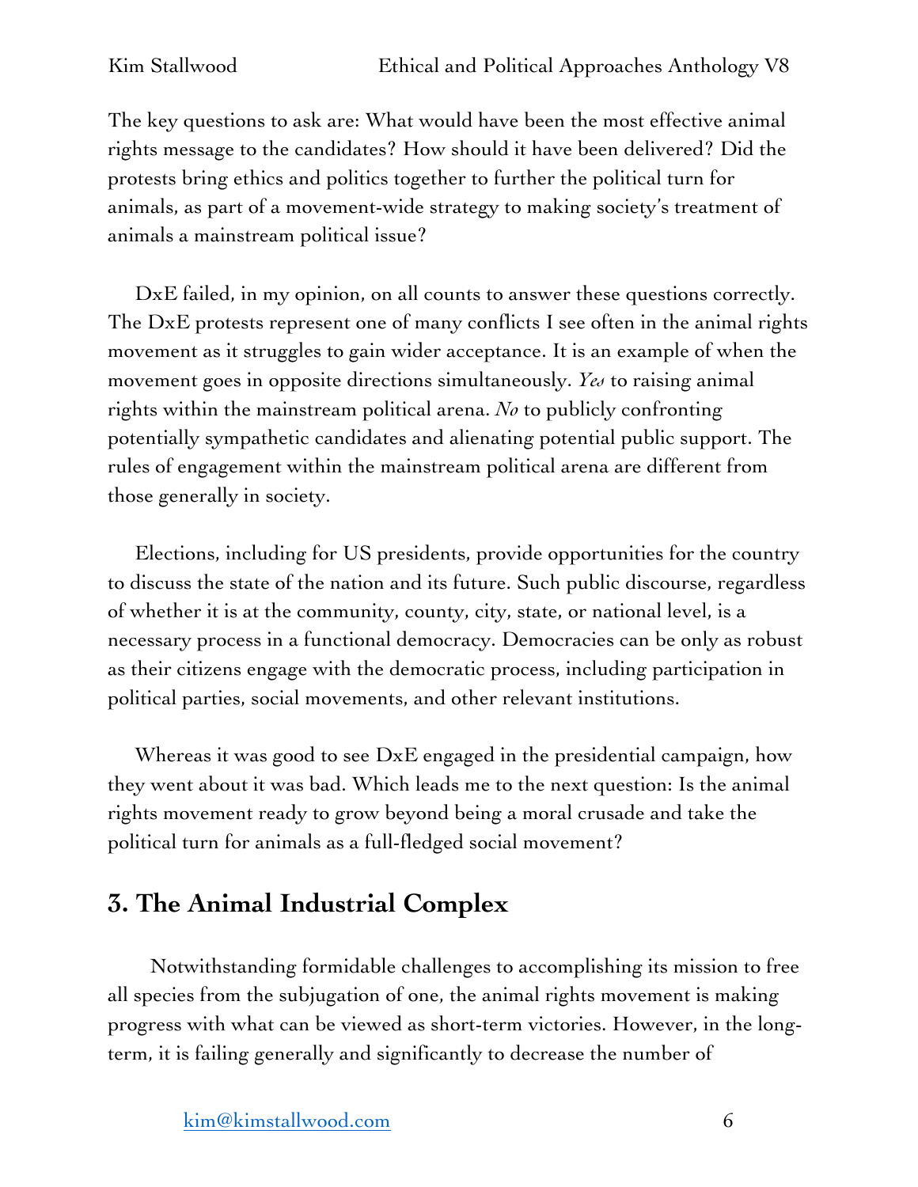The key questions to ask are: What would have been the most effective animal rights message to the candidates? How should it have been delivered? Did the protests bring ethics and politics together to further the political turn for animals, as part of a movement-wide strategy to making society's treatment of animals a mainstream political issue?

DxE failed, in my opinion, on all counts to answer these questions correctly. The DxE protests represent one of many conflicts I see often in the animal rights movement as it struggles to gain wider acceptance. It is an example of when the movement goes in opposite directions simultaneously. *Yes* to raising animal rights within the mainstream political arena. *No* to publicly confronting potentially sympathetic candidates and alienating potential public support. The rules of engagement within the mainstream political arena are different from those generally in society.

Elections, including for US presidents, provide opportunities for the country to discuss the state of the nation and its future. Such public discourse, regardless of whether it is at the community, county, city, state, or national level, is a necessary process in a functional democracy. Democracies can be only as robust as their citizens engage with the democratic process, including participation in political parties, social movements, and other relevant institutions.

Whereas it was good to see DxE engaged in the presidential campaign, how they went about it was bad. Which leads me to the next question: Is the animal rights movement ready to grow beyond being a moral crusade and take the political turn for animals as a full-fledged social movement?

## 3. The Animal Industrial Complex

Notwithstanding formidable challenges to accomplishing its mission to free all species from the subjugation of one, the animal rights movement is making progress with what can be viewed as short-term victories. However, in the long-term, it is failing generally and significantly to decrease the number of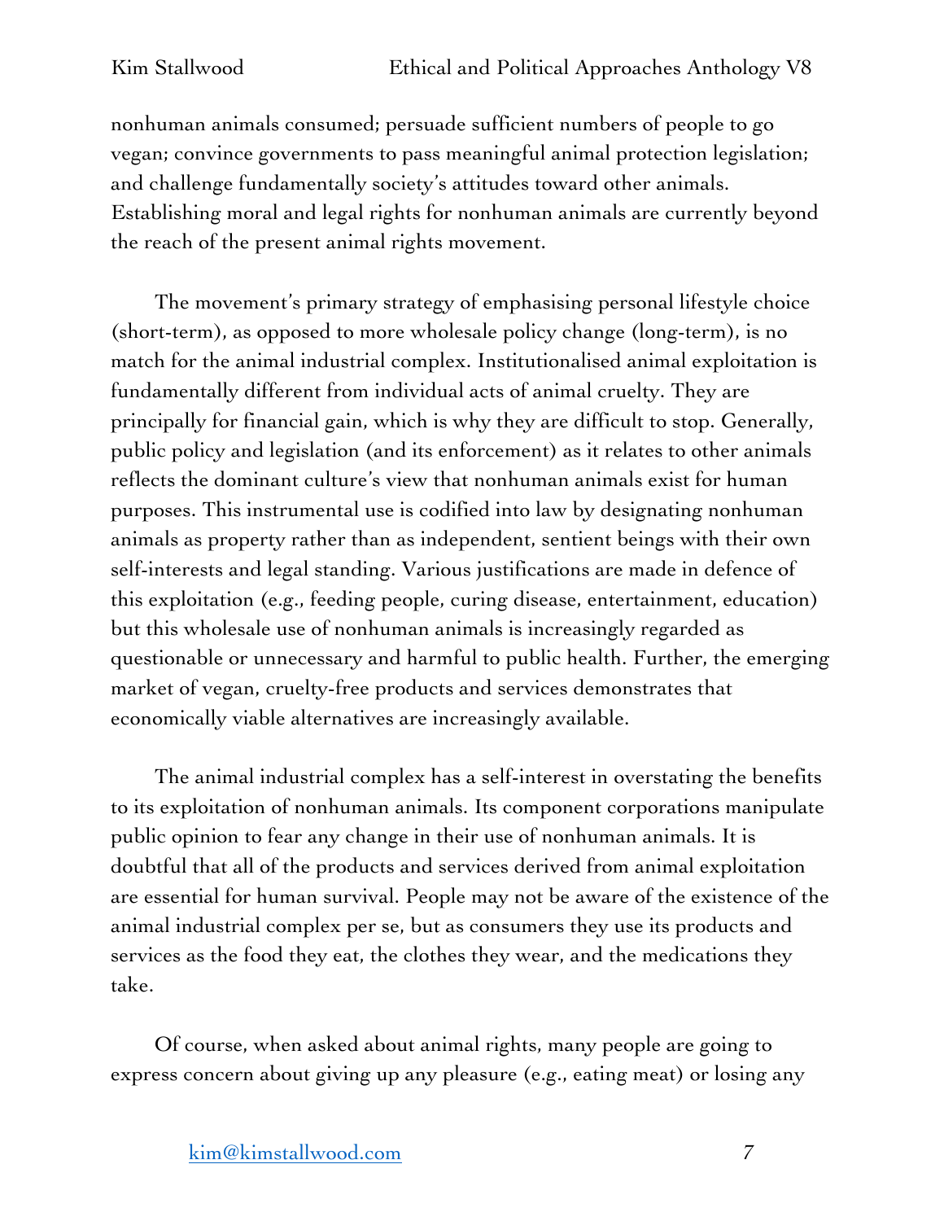nonhuman animals consumed; persuade sufficient numbers of people to go vegan; convince governments to pass meaningful animal protection legislation; and challenge fundamentally society's attitudes toward other animals. Establishing moral and legal rights for nonhuman animals are currently beyond the reach of the present animal rights movement.

The movement's primary strategy of emphasising personal lifestyle choice (short-term), as opposed to more wholesale policy change (long-term), is no match for the animal industrial complex. Institutionalised animal exploitation is fundamentally different from individual acts of animal cruelty. They are principally for financial gain, which is why they are difficult to stop. Generally, public policy and legislation (and its enforcement) as it relates to other animals reflects the dominant culture's view that nonhuman animals exist for human purposes. This instrumental use is codified into law by designating nonhuman animals as property rather than as independent, sentient beings with their own self-interests and legal standing. Various justifications are made in defence of this exploitation (e.g., feeding people, curing disease, entertainment, education) but this wholesale use of nonhuman animals is increasingly regarded as questionable or unnecessary and harmful to public health. Further, the emerging market of vegan, cruelty-free products and services demonstrates that economically viable alternatives are increasingly available.

The animal industrial complex has a self-interest in overstating the benefits to its exploitation of nonhuman animals. Its component corporations manipulate public opinion to fear any change in their use of nonhuman animals. It is doubtful that all of the products and services derived from animal exploitation are essential for human survival. People may not be aware of the existence of the animal industrial complex per se, but as consumers they use its products and services as the food they eat, the clothes they wear, and the medications they take.

Of course, when asked about animal rights, many people are going to express concern about giving up any pleasure (e.g., eating meat) or losing any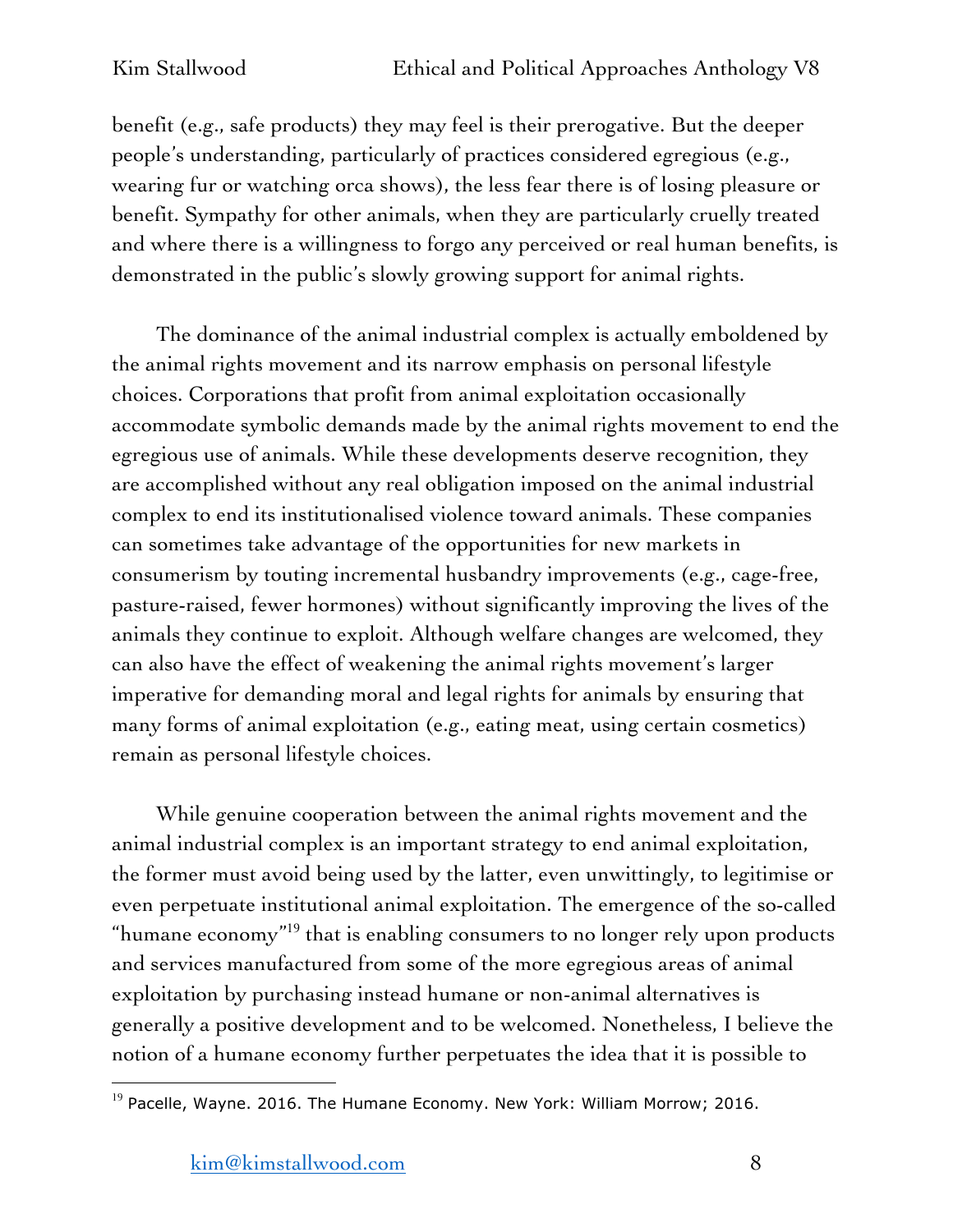benefit (e.g., safe products) they may feel is their prerogative. But the deeper people's understanding, particularly of practices considered egregious (e.g., wearing fur or watching orca shows), the less fear there is of losing pleasure or benefit. Sympathy for other animals, when they are particularly cruelly treated and where there is a willingness to forgo any perceived or real human benefits, is demonstrated in the public's slowly growing support for animal rights.

The dominance of the animal industrial complex is actually emboldened by the animal rights movement and its narrow emphasis on personal lifestyle choices. Corporations that profit from animal exploitation occasionally accommodate symbolic demands made by the animal rights movement to end the egregious use of animals. While these developments deserve recognition, they are accomplished without any real obligation imposed on the animal industrial complex to end its institutionalised violence toward animals. These companies can sometimes take advantage of the opportunities for new markets in consumerism by touting incremental husbandry improvements (e.g., cage-free, pasture-raised, fewer hormones) without significantly improving the lives of the animals they continue to exploit. Although welfare changes are welcomed, they can also have the effect of weakening the animal rights movement's larger imperative for demanding moral and legal rights for animals by ensuring that many forms of animal exploitation (e.g., eating meat, using certain cosmetics) remain as personal lifestyle choices.

While genuine cooperation between the animal rights movement and the animal industrial complex is an important strategy to end animal exploitation, the former must avoid being used by the latter, even unwittingly, to legitimise or even perpetuate institutional animal exploitation. The emergence of the so-called "humane economy"[19] that is enabling consumers to no longer rely upon products and services manufactured from some of the more egregious areas of animal exploitation by purchasing instead humane or non-animal alternatives is generally a positive development and to be welcomed. Nonetheless, I believe the notion of a humane economy further perpetuates the idea that it is possible to

[19] Pacelle, Wayne. 2016. The Humane Economy. New York: William Morrow; 2016.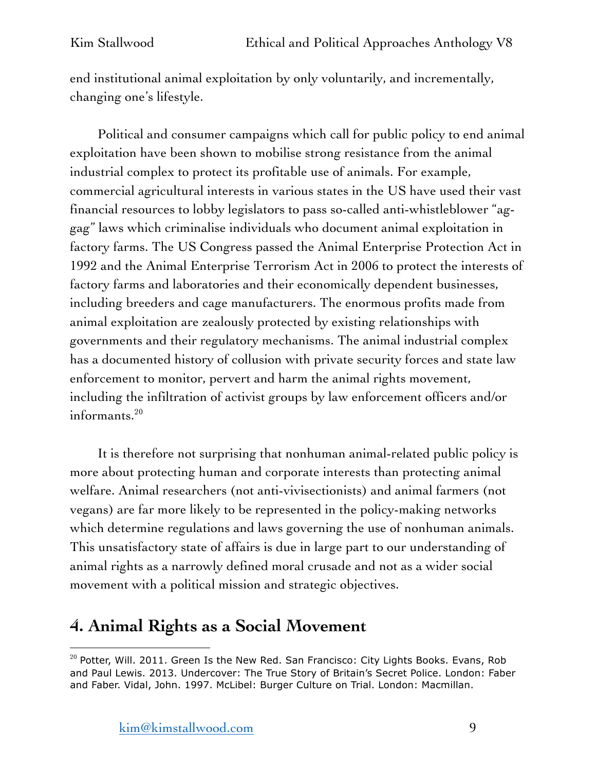end institutional animal exploitation by only voluntarily, and incrementally, changing one's lifestyle.

Political and consumer campaigns which call for public policy to end animal exploitation have been shown to mobilise strong resistance from the animal industrial complex to protect its profitable use of animals. For example, commercial agricultural interests in various states in the US have used their vast financial resources to lobby legislators to pass so-called anti-whistleblower "ag-gag" laws which criminalise individuals who document animal exploitation in factory farms. The US Congress passed the Animal Enterprise Protection Act in 1992 and the Animal Enterprise Terrorism Act in 2006 to protect the interests of factory farms and laboratories and their economically dependent businesses, including breeders and cage manufacturers. The enormous profits made from animal exploitation are zealously protected by existing relationships with governments and their regulatory mechanisms. The animal industrial complex has a documented history of collusion with private security forces and state law enforcement to monitor, pervert and harm the animal rights movement, including the infiltration of activist groups by law enforcement officers and/or informants.[20]

It is therefore not surprising that nonhuman animal-related public policy is more about protecting human and corporate interests than protecting animal welfare. Animal researchers (not anti-vivisectionists) and animal farmers (not vegans) are far more likely to be represented in the policy-making networks which determine regulations and laws governing the use of nonhuman animals. This unsatisfactory state of affairs is due in large part to our understanding of animal rights as a narrowly defined moral crusade and not as a wider social movement with a political mission and strategic objectives.

## 4. Animal Rights as a Social Movement

---

[20] Potter, Will. 2011. Green Is the New Red. San Francisco: City Lights Books. Evans, Rob and Paul Lewis. 2013. Undercover: The True Story of Britain's Secret Police. London: Faber and Faber. Vidal, John. 1997. McLibel: Burger Culture on Trial. London: Macmillan.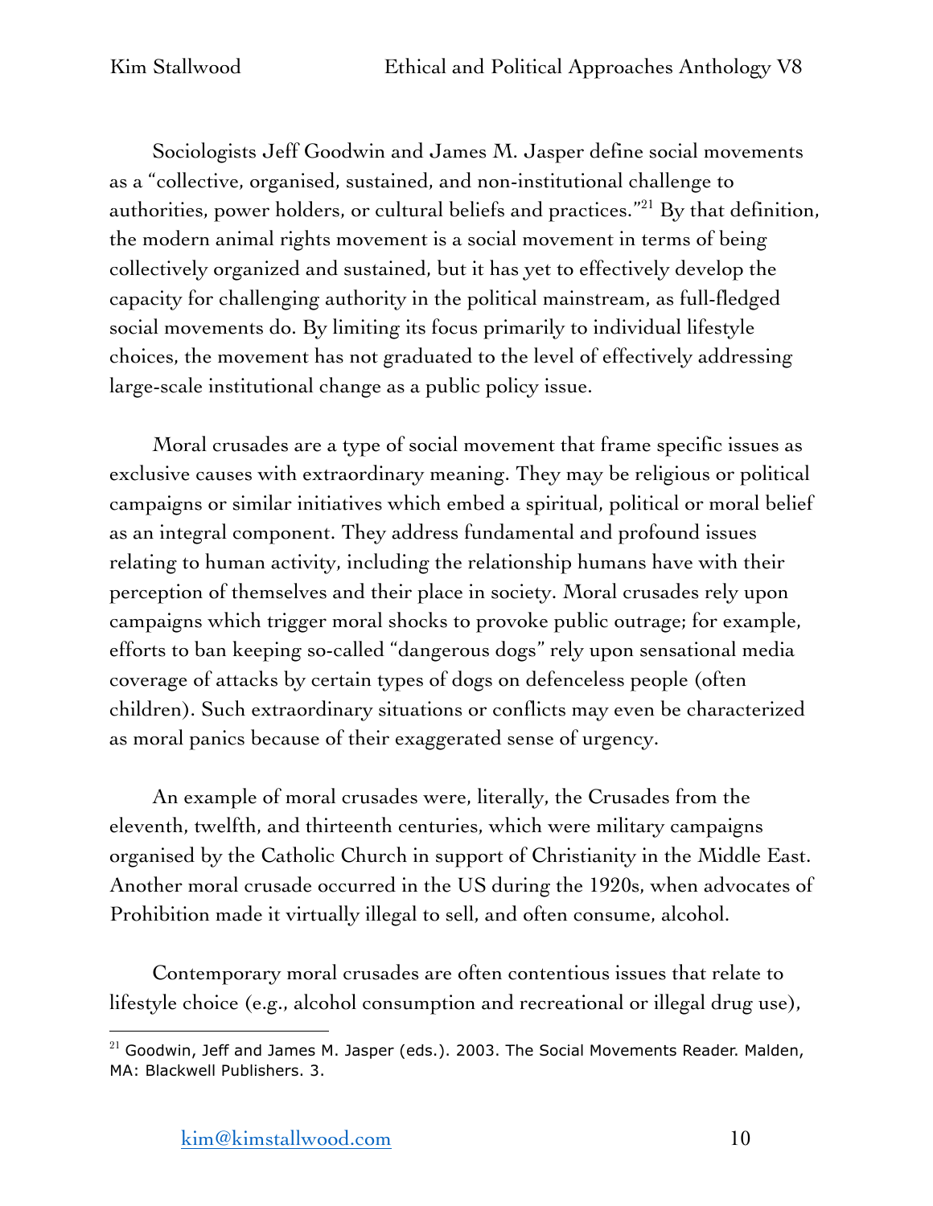Sociologists Jeff Goodwin and James M. Jasper define social movements as a "collective, organised, sustained, and non-institutional challenge to authorities, power holders, or cultural beliefs and practices."[21] By that definition, the modern animal rights movement is a social movement in terms of being collectively organized and sustained, but it has yet to effectively develop the capacity for challenging authority in the political mainstream, as full-fledged social movements do. By limiting its focus primarily to individual lifestyle choices, the movement has not graduated to the level of effectively addressing large-scale institutional change as a public policy issue.

Moral crusades are a type of social movement that frame specific issues as exclusive causes with extraordinary meaning. They may be religious or political campaigns or similar initiatives which embed a spiritual, political or moral belief as an integral component. They address fundamental and profound issues relating to human activity, including the relationship humans have with their perception of themselves and their place in society. Moral crusades rely upon campaigns which trigger moral shocks to provoke public outrage; for example, efforts to ban keeping so-called "dangerous dogs" rely upon sensational media coverage of attacks by certain types of dogs on defenceless people (often children). Such extraordinary situations or conflicts may even be characterized as moral panics because of their exaggerated sense of urgency.

An example of moral crusades were, literally, the Crusades from the eleventh, twelfth, and thirteenth centuries, which were military campaigns organised by the Catholic Church in support of Christianity in the Middle East. Another moral crusade occurred in the US during the 1920s, when advocates of Prohibition made it virtually illegal to sell, and often consume, alcohol.

Contemporary moral crusades are often contentious issues that relate to lifestyle choice (e.g., alcohol consumption and recreational or illegal drug use),

[21] Goodwin, Jeff and James M. Jasper (eds.). 2003. The Social Movements Reader. Malden, MA: Blackwell Publishers. 3.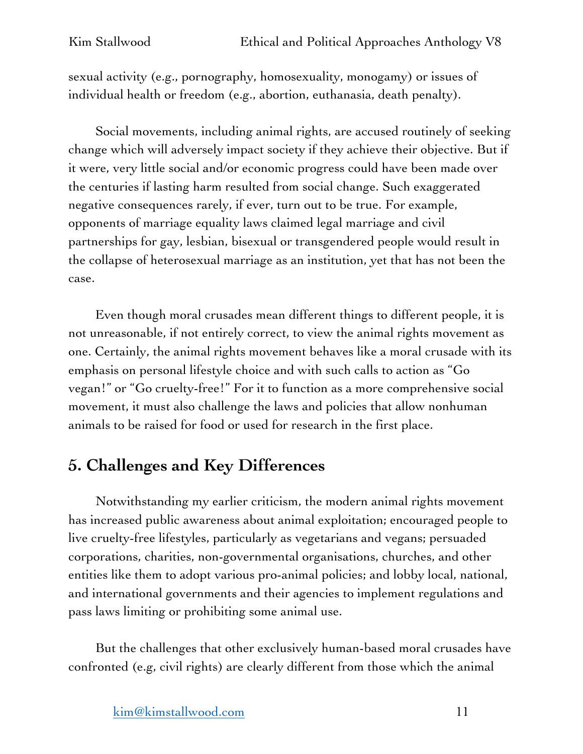sexual activity (e.g., pornography, homosexuality, monogamy) or issues of individual health or freedom (e.g., abortion, euthanasia, death penalty).

Social movements, including animal rights, are accused routinely of seeking change which will adversely impact society if they achieve their objective. But if it were, very little social and/or economic progress could have been made over the centuries if lasting harm resulted from social change. Such exaggerated negative consequences rarely, if ever, turn out to be true. For example, opponents of marriage equality laws claimed legal marriage and civil partnerships for gay, lesbian, bisexual or transgendered people would result in the collapse of heterosexual marriage as an institution, yet that has not been the case.

Even though moral crusades mean different things to different people, it is not unreasonable, if not entirely correct, to view the animal rights movement as one. Certainly, the animal rights movement behaves like a moral crusade with its emphasis on personal lifestyle choice and with such calls to action as "Go vegan!" or "Go cruelty-free!" For it to function as a more comprehensive social movement, it must also challenge the laws and policies that allow nonhuman animals to be raised for food or used for research in the first place.

## 5. Challenges and Key Differences

Notwithstanding my earlier criticism, the modern animal rights movement has increased public awareness about animal exploitation; encouraged people to live cruelty-free lifestyles, particularly as vegetarians and vegans; persuaded corporations, charities, non-governmental organisations, churches, and other entities like them to adopt various pro-animal policies; and lobby local, national, and international governments and their agencies to implement regulations and pass laws limiting or prohibiting some animal use.

But the challenges that other exclusively human-based moral crusades have confronted (e.g, civil rights) are clearly different from those which the animal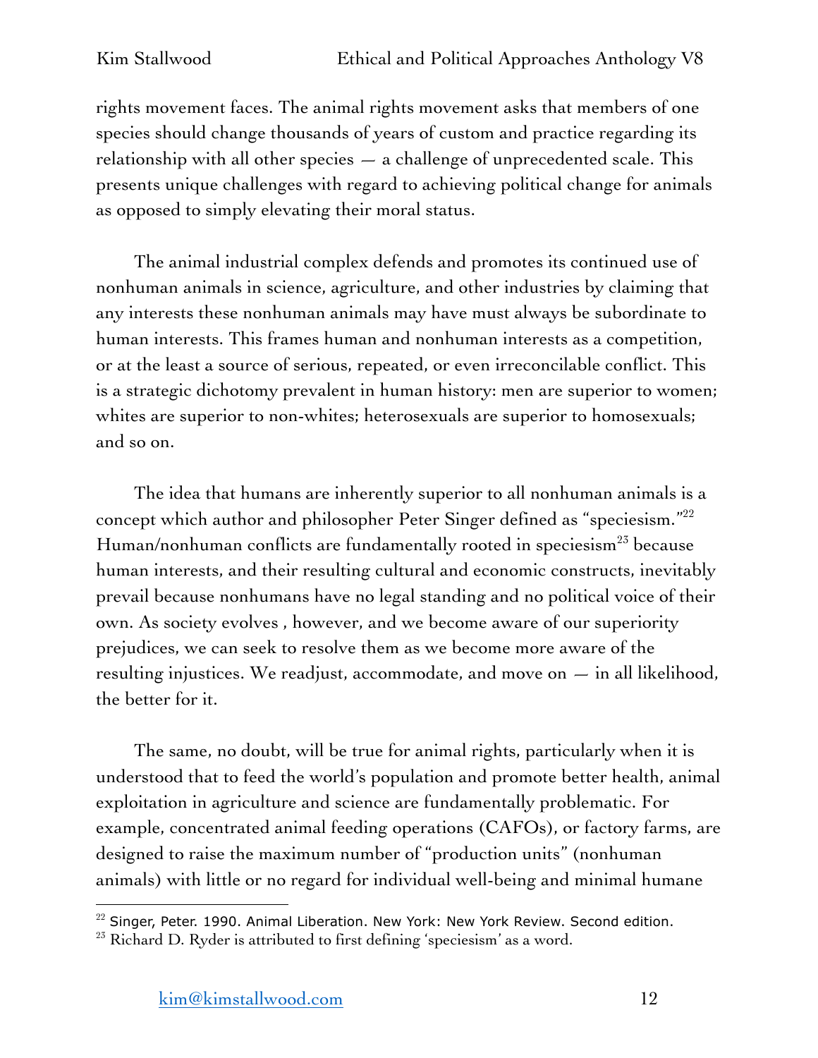rights movement faces. The animal rights movement asks that members of one species should change thousands of years of custom and practice regarding its relationship with all other species — a challenge of unprecedented scale. This presents unique challenges with regard to achieving political change for animals as opposed to simply elevating their moral status.

The animal industrial complex defends and promotes its continued use of nonhuman animals in science, agriculture, and other industries by claiming that any interests these nonhuman animals may have must always be subordinate to human interests. This frames human and nonhuman interests as a competition, or at the least a source of serious, repeated, or even irreconcilable conflict. This is a strategic dichotomy prevalent in human history: men are superior to women; whites are superior to non-whites; heterosexuals are superior to homosexuals; and so on.

The idea that humans are inherently superior to all nonhuman animals is a concept which author and philosopher Peter Singer defined as "speciesism."[22] Human/nonhuman conflicts are fundamentally rooted in speciesism[23] because human interests, and their resulting cultural and economic constructs, inevitably prevail because nonhumans have no legal standing and no political voice of their own. As society evolves , however, and we become aware of our superiority prejudices, we can seek to resolve them as we become more aware of the resulting injustices. We readjust, accommodate, and move on — in all likelihood, the better for it.

The same, no doubt, will be true for animal rights, particularly when it is understood that to feed the world's population and promote better health, animal exploitation in agriculture and science are fundamentally problematic. For example, concentrated animal feeding operations (CAFOs), or factory farms, are designed to raise the maximum number of "production units" (nonhuman animals) with little or no regard for individual well-being and minimal humane

---

[22] Singer, Peter. 1990. Animal Liberation. New York: New York Review. Second edition.

[23] Richard D. Ryder is attributed to first defining 'speciesism' as a word.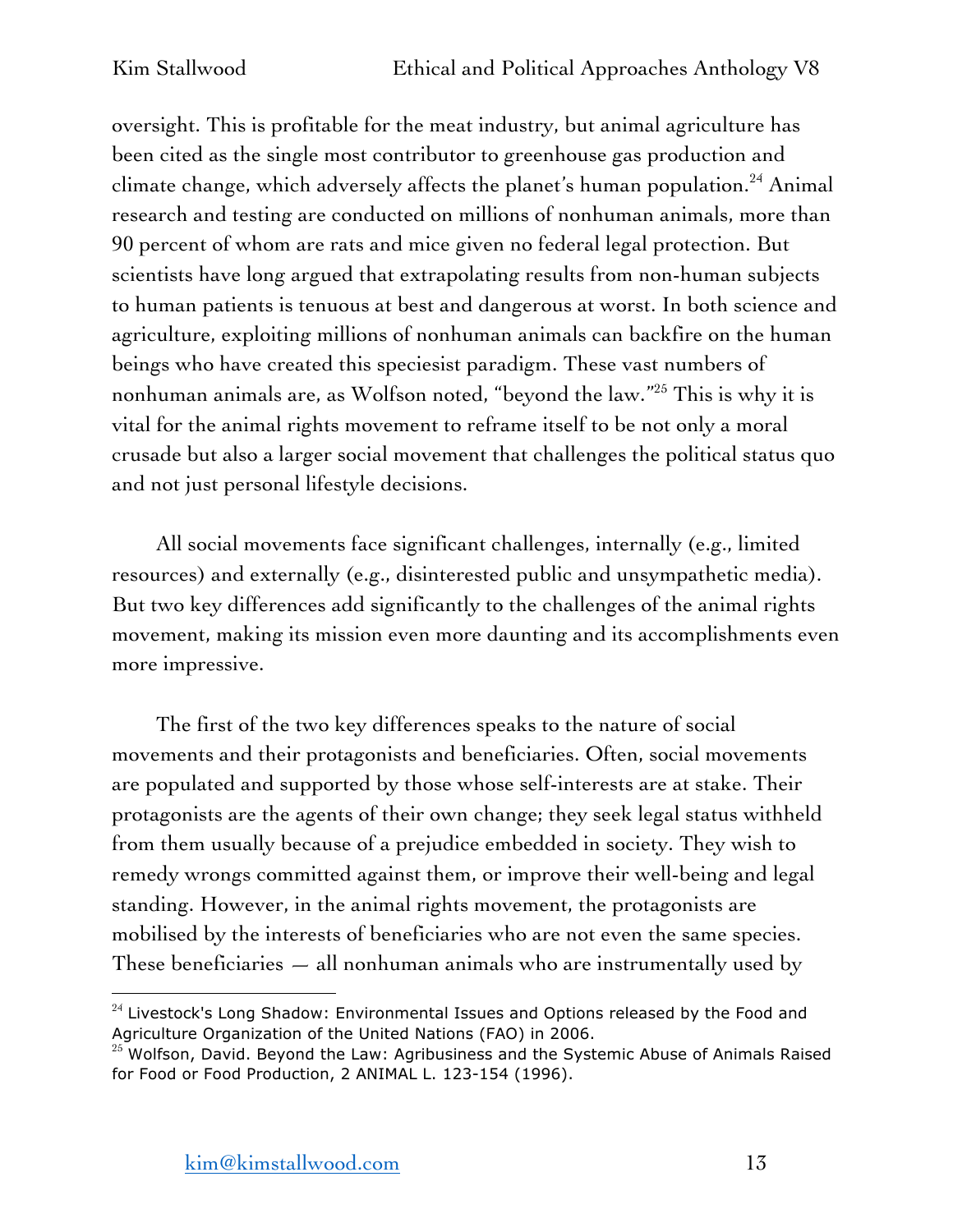oversight. This is profitable for the meat industry, but animal agriculture has been cited as the single most contributor to greenhouse gas production and climate change, which adversely affects the planet's human population.[24] Animal research and testing are conducted on millions of nonhuman animals, more than 90 percent of whom are rats and mice given no federal legal protection. But scientists have long argued that extrapolating results from non-human subjects to human patients is tenuous at best and dangerous at worst. In both science and agriculture, exploiting millions of nonhuman animals can backfire on the human beings who have created this speciesist paradigm. These vast numbers of nonhuman animals are, as Wolfson noted, "beyond the law."[25] This is why it is vital for the animal rights movement to reframe itself to be not only a moral crusade but also a larger social movement that challenges the political status quo and not just personal lifestyle decisions.

All social movements face significant challenges, internally (e.g., limited resources) and externally (e.g., disinterested public and unsympathetic media). But two key differences add significantly to the challenges of the animal rights movement, making its mission even more daunting and its accomplishments even more impressive.

The first of the two key differences speaks to the nature of social movements and their protagonists and beneficiaries. Often, social movements are populated and supported by those whose self-interests are at stake. Their protagonists are the agents of their own change; they seek legal status withheld from them usually because of a prejudice embedded in society. They wish to remedy wrongs committed against them, or improve their well-being and legal standing. However, in the animal rights movement, the protagonists are mobilised by the interests of beneficiaries who are not even the same species. These beneficiaries — all nonhuman animals who are instrumentally used by

---

[24] Livestock's Long Shadow: Environmental Issues and Options released by the Food and Agriculture Organization of the United Nations (FAO) in 2006.

[25] Wolfson, David. Beyond the Law: Agribusiness and the Systemic Abuse of Animals Raised for Food or Food Production, 2 ANIMAL L. 123-154 (1996).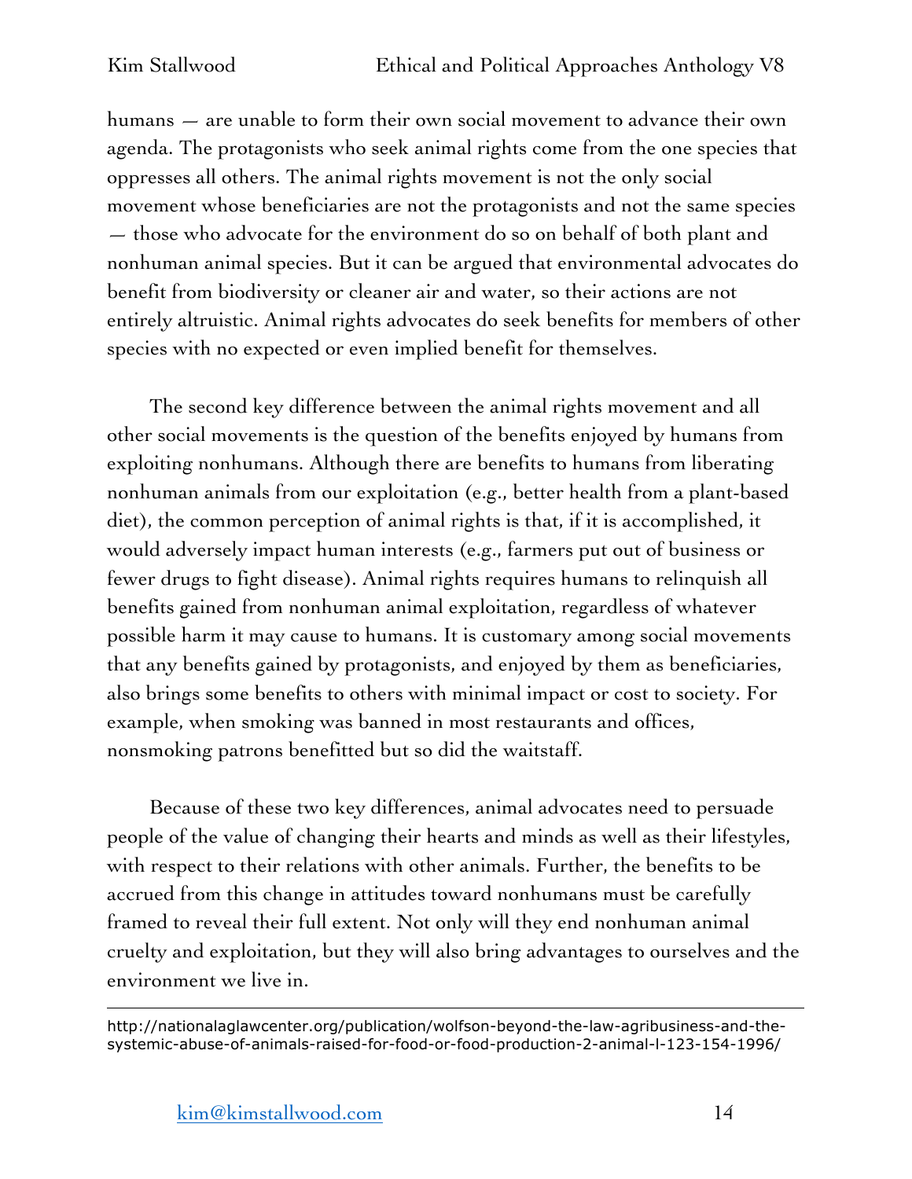humans — are unable to form their own social movement to advance their own agenda. The protagonists who seek animal rights come from the one species that oppresses all others. The animal rights movement is not the only social movement whose beneficiaries are not the protagonists and not the same species — those who advocate for the environment do so on behalf of both plant and nonhuman animal species. But it can be argued that environmental advocates do benefit from biodiversity or cleaner air and water, so their actions are not entirely altruistic. Animal rights advocates do seek benefits for members of other species with no expected or even implied benefit for themselves.

The second key difference between the animal rights movement and all other social movements is the question of the benefits enjoyed by humans from exploiting nonhumans. Although there are benefits to humans from liberating nonhuman animals from our exploitation (e.g., better health from a plant-based diet), the common perception of animal rights is that, if it is accomplished, it would adversely impact human interests (e.g., farmers put out of business or fewer drugs to fight disease). Animal rights requires humans to relinquish all benefits gained from nonhuman animal exploitation, regardless of whatever possible harm it may cause to humans. It is customary among social movements that any benefits gained by protagonists, and enjoyed by them as beneficiaries, also brings some benefits to others with minimal impact or cost to society. For example, when smoking was banned in most restaurants and offices, nonsmoking patrons benefitted but so did the waitstaff.

Because of these two key differences, animal advocates need to persuade people of the value of changing their hearts and minds as well as their lifestyles, with respect to their relations with other animals. Further, the benefits to be accrued from this change in attitudes toward nonhumans must be carefully framed to reveal their full extent. Not only will they end nonhuman animal cruelty and exploitation, but they will also bring advantages to ourselves and the environment we live in.

---

http://nationalaglawcenter.org/publication/wolfson-beyond-the-law-agribusiness-and-the-systemic-abuse-of-animals-raised-for-food-or-food-production-2-animal-l-123-154-1996/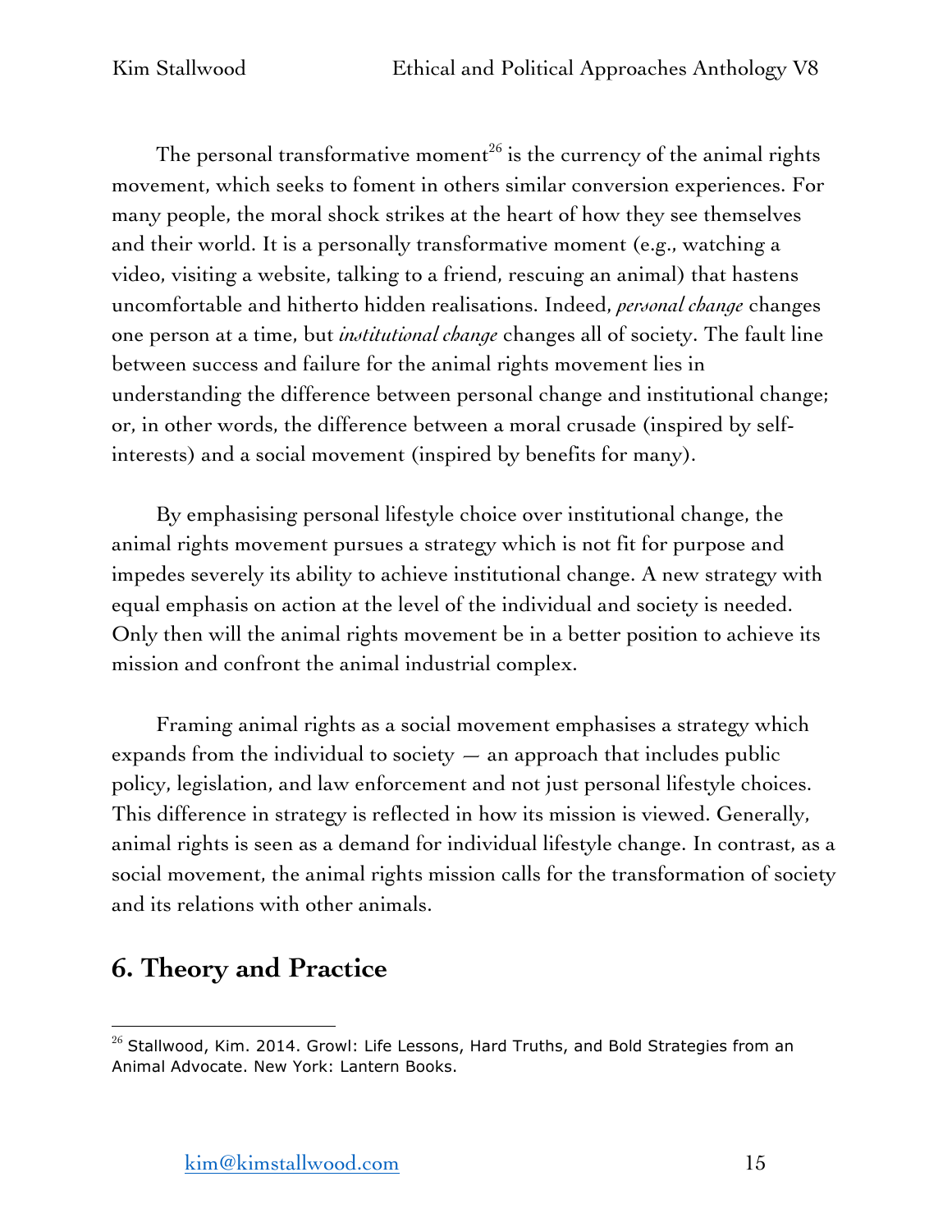The personal transformative moment[26] is the currency of the animal rights movement, which seeks to foment in others similar conversion experiences. For many people, the moral shock strikes at the heart of how they see themselves and their world. It is a personally transformative moment (e.g., watching a video, visiting a website, talking to a friend, rescuing an animal) that hastens uncomfortable and hitherto hidden realisations. Indeed, *personal change* changes one person at a time, but *institutional change* changes all of society. The fault line between success and failure for the animal rights movement lies in understanding the difference between personal change and institutional change; or, in other words, the difference between a moral crusade (inspired by self-interests) and a social movement (inspired by benefits for many).

By emphasising personal lifestyle choice over institutional change, the animal rights movement pursues a strategy which is not fit for purpose and impedes severely its ability to achieve institutional change. A new strategy with equal emphasis on action at the level of the individual and society is needed. Only then will the animal rights movement be in a better position to achieve its mission and confront the animal industrial complex.

Framing animal rights as a social movement emphasises a strategy which expands from the individual to society — an approach that includes public policy, legislation, and law enforcement and not just personal lifestyle choices. This difference in strategy is reflected in how its mission is viewed. Generally, animal rights is seen as a demand for individual lifestyle change. In contrast, as a social movement, the animal rights mission calls for the transformation of society and its relations with other animals.

## 6. Theory and Practice

[26] Stallwood, Kim. 2014. Growl: Life Lessons, Hard Truths, and Bold Strategies from an Animal Advocate. New York: Lantern Books.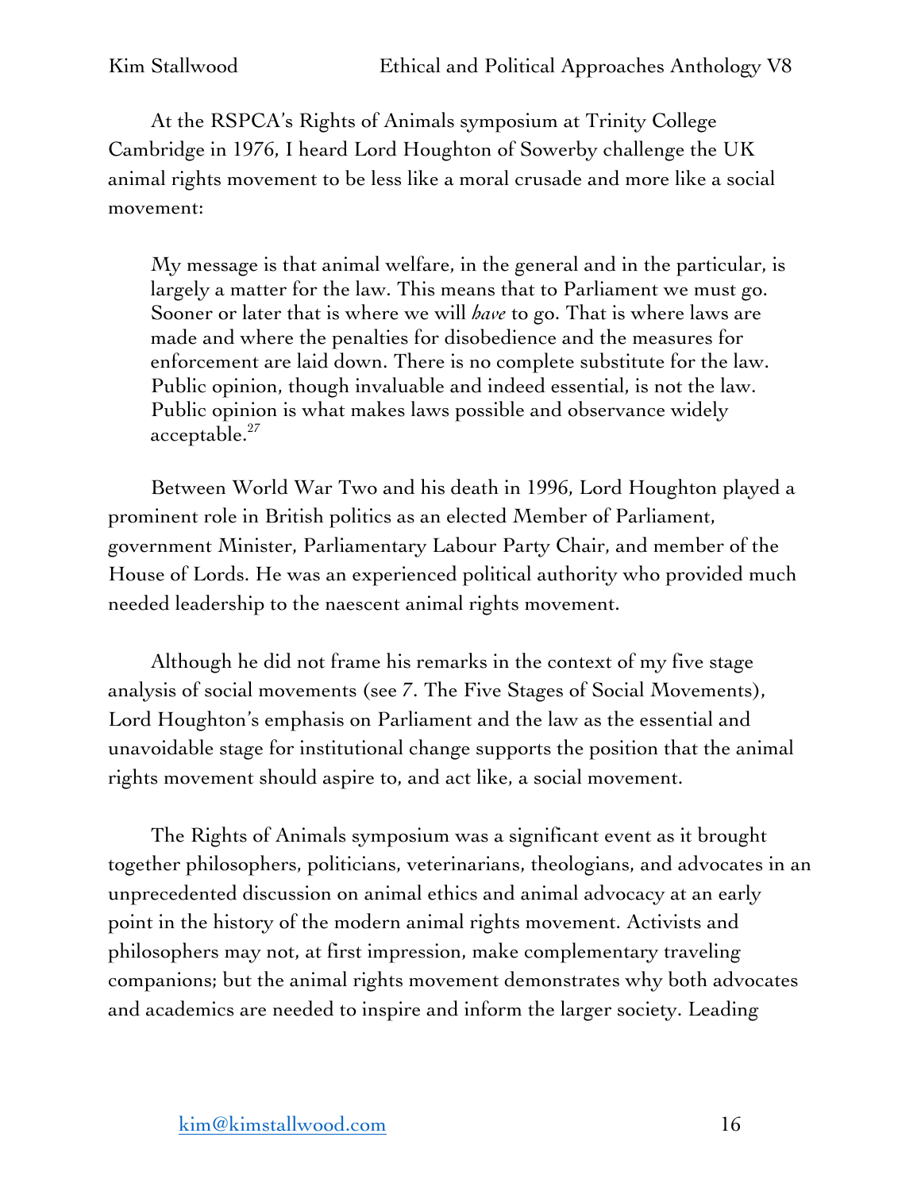At the RSPCA's Rights of Animals symposium at Trinity College Cambridge in 1976, I heard Lord Houghton of Sowerby challenge the UK animal rights movement to be less like a moral crusade and more like a social movement:

> My message is that animal welfare, in the general and in the particular, is largely a matter for the law. This means that to Parliament we must go. Sooner or later that is where we will *have* to go. That is where laws are made and where the penalties for disobedience and the measures for enforcement are laid down. There is no complete substitute for the law. Public opinion, though invaluable and indeed essential, is not the law. Public opinion is what makes laws possible and observance widely acceptable.[27]

Between World War Two and his death in 1996, Lord Houghton played a prominent role in British politics as an elected Member of Parliament, government Minister, Parliamentary Labour Party Chair, and member of the House of Lords. He was an experienced political authority who provided much needed leadership to the naescent animal rights movement.

Although he did not frame his remarks in the context of my five stage analysis of social movements (see *7.* The Five Stages of Social Movements), Lord Houghton's emphasis on Parliament and the law as the essential and unavoidable stage for institutional change supports the position that the animal rights movement should aspire to, and act like, a social movement.

The Rights of Animals symposium was a significant event as it brought together philosophers, politicians, veterinarians, theologians, and advocates in an unprecedented discussion on animal ethics and animal advocacy at an early point in the history of the modern animal rights movement. Activists and philosophers may not, at first impression, make complementary traveling companions; but the animal rights movement demonstrates why both advocates and academics are needed to inspire and inform the larger society. Leading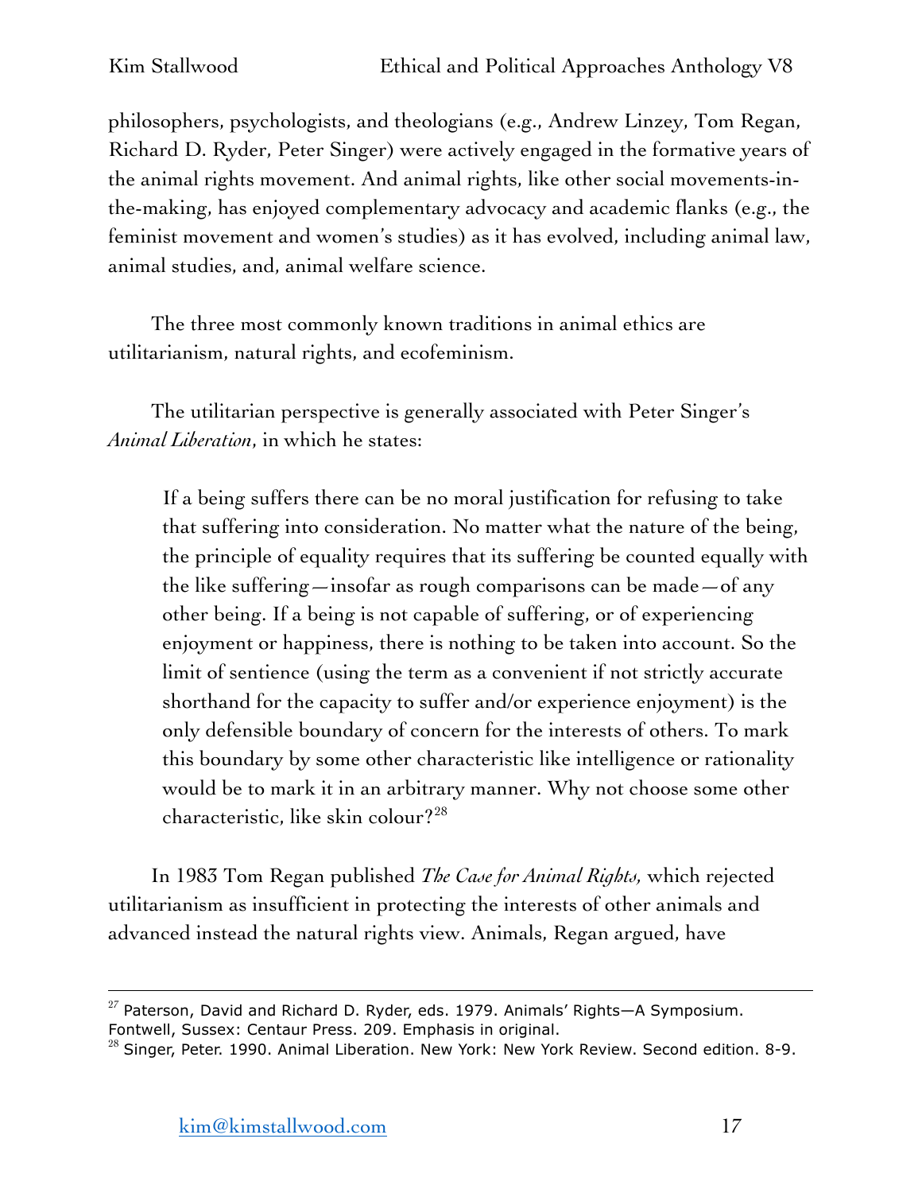philosophers, psychologists, and theologians (e.g., Andrew Linzey, Tom Regan, Richard D. Ryder, Peter Singer) were actively engaged in the formative years of the animal rights movement. And animal rights, like other social movements-in-the-making, has enjoyed complementary advocacy and academic flanks (e.g., the feminist movement and women's studies) as it has evolved, including animal law, animal studies, and, animal welfare science.

The three most commonly known traditions in animal ethics are utilitarianism, natural rights, and ecofeminism.

The utilitarian perspective is generally associated with Peter Singer's *Animal Liberation*, in which he states:

> If a being suffers there can be no moral justification for refusing to take that suffering into consideration. No matter what the nature of the being, the principle of equality requires that its suffering be counted equally with the like suffering—insofar as rough comparisons can be made—of any other being. If a being is not capable of suffering, or of experiencing enjoyment or happiness, there is nothing to be taken into account. So the limit of sentience (using the term as a convenient if not strictly accurate shorthand for the capacity to suffer and/or experience enjoyment) is the only defensible boundary of concern for the interests of others. To mark this boundary by some other characteristic like intelligence or rationality would be to mark it in an arbitrary manner. Why not choose some other characteristic, like skin colour?[28]

In 1983 Tom Regan published *The Case for Animal Rights,* which rejected utilitarianism as insufficient in protecting the interests of other animals and advanced instead the natural rights view. Animals, Regan argued, have

---

[27] Paterson, David and Richard D. Ryder, eds. 1979. Animals' Rights—A Symposium. Fontwell, Sussex: Centaur Press. 209. Emphasis in original.

[28] Singer, Peter. 1990. Animal Liberation. New York: New York Review. Second edition. 8-9.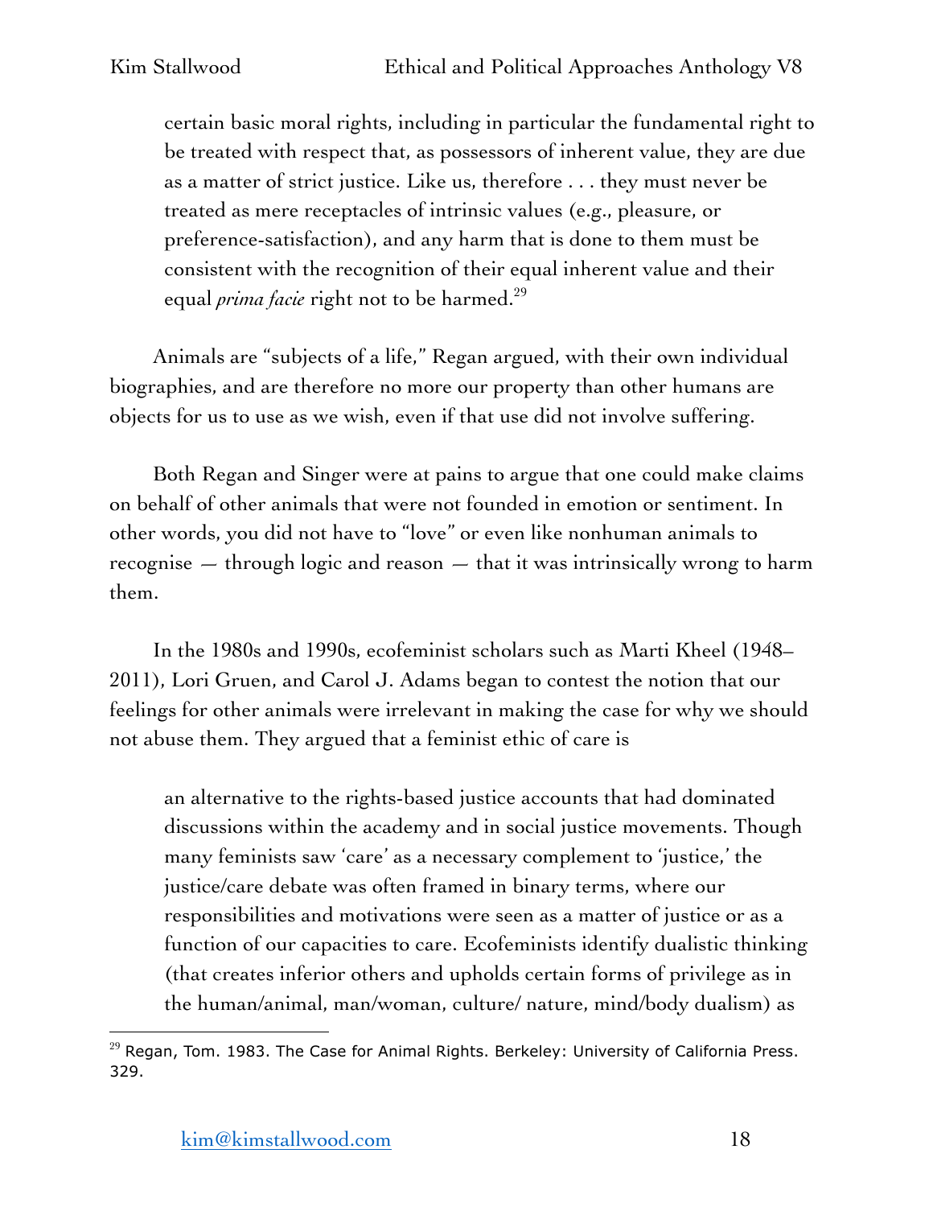> certain basic moral rights, including in particular the fundamental right to be treated with respect that, as possessors of inherent value, they are due as a matter of strict justice. Like us, therefore . . . they must never be treated as mere receptacles of intrinsic values (e.g., pleasure, or preference-satisfaction), and any harm that is done to them must be consistent with the recognition of their equal inherent value and their equal *prima facie* right not to be harmed.[29]

Animals are "subjects of a life," Regan argued, with their own individual biographies, and are therefore no more our property than other humans are objects for us to use as we wish, even if that use did not involve suffering.

Both Regan and Singer were at pains to argue that one could make claims on behalf of other animals that were not founded in emotion or sentiment. In other words, you did not have to "love" or even like nonhuman animals to recognise — through logic and reason — that it was intrinsically wrong to harm them.

In the 1980s and 1990s, ecofeminist scholars such as Marti Kheel (1948–2011), Lori Gruen, and Carol J. Adams began to contest the notion that our feelings for other animals were irrelevant in making the case for why we should not abuse them. They argued that a feminist ethic of care is

> an alternative to the rights-based justice accounts that had dominated discussions within the academy and in social justice movements. Though many feminists saw 'care' as a necessary complement to 'justice,' the justice/care debate was often framed in binary terms, where our responsibilities and motivations were seen as a matter of justice or as a function of our capacities to care. Ecofeminists identify dualistic thinking (that creates inferior others and upholds certain forms of privilege as in the human/animal, man/woman, culture/ nature, mind/body dualism) as

[29] Regan, Tom. 1983. The Case for Animal Rights. Berkeley: University of California Press. 329.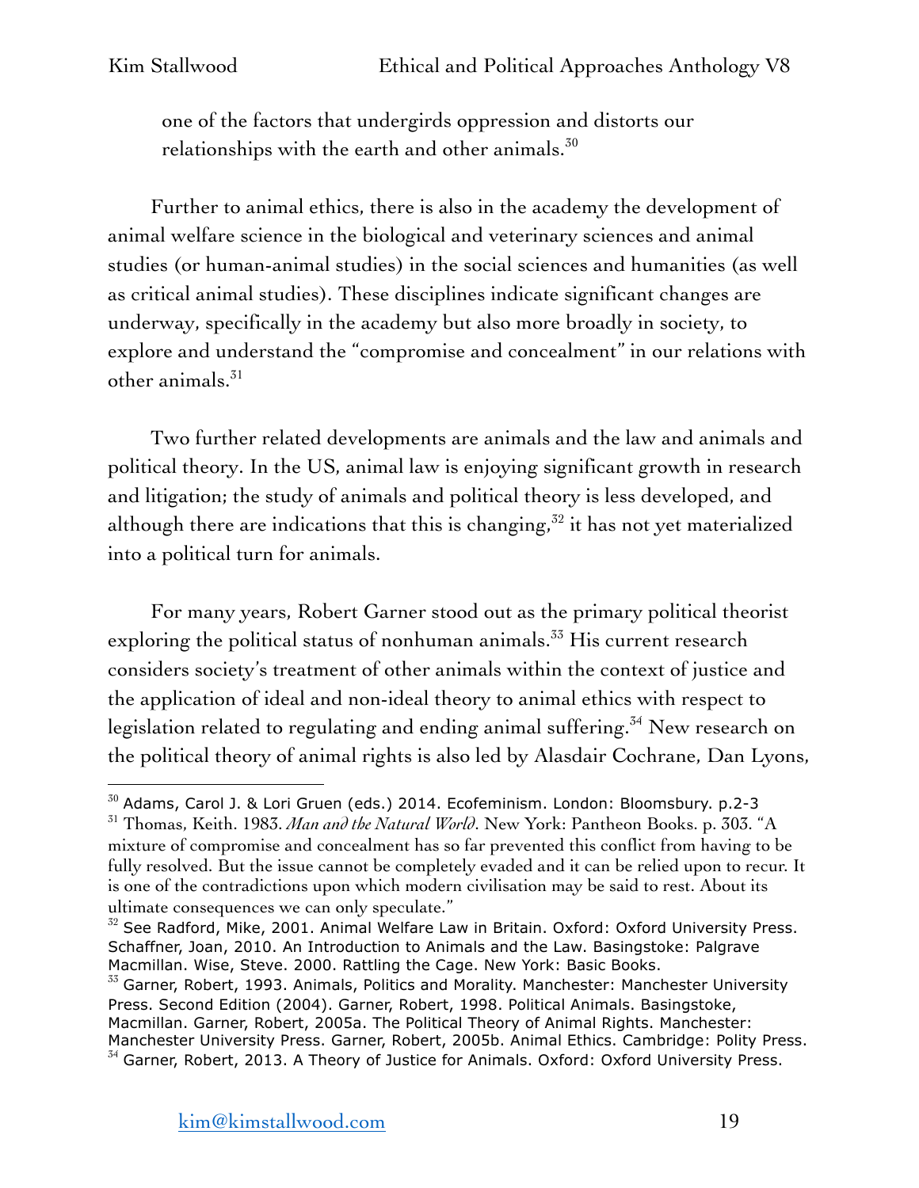one of the factors that undergirds oppression and distorts our relationships with the earth and other animals.[30]

Further to animal ethics, there is also in the academy the development of animal welfare science in the biological and veterinary sciences and animal studies (or human-animal studies) in the social sciences and humanities (as well as critical animal studies). These disciplines indicate significant changes are underway, specifically in the academy but also more broadly in society, to explore and understand the "compromise and concealment" in our relations with other animals.[31]

Two further related developments are animals and the law and animals and political theory. In the US, animal law is enjoying significant growth in research and litigation; the study of animals and political theory is less developed, and although there are indications that this is changing,[32] it has not yet materialized into a political turn for animals.

For many years, Robert Garner stood out as the primary political theorist exploring the political status of nonhuman animals.[33] His current research considers society's treatment of other animals within the context of justice and the application of ideal and non-ideal theory to animal ethics with respect to legislation related to regulating and ending animal suffering.[34] New research on the political theory of animal rights is also led by Alasdair Cochrane, Dan Lyons,

---

[30] Adams, Carol J. & Lori Gruen (eds.) 2014. Ecofeminism. London: Bloomsbury. p.2-3

[31] Thomas, Keith. 1983. *Man and the Natural World*. New York: Pantheon Books. p. 303. "A mixture of compromise and concealment has so far prevented this conflict from having to be fully resolved. But the issue cannot be completely evaded and it can be relied upon to recur. It is one of the contradictions upon which modern civilisation may be said to rest. About its ultimate consequences we can only speculate."

[32] See Radford, Mike, 2001. Animal Welfare Law in Britain. Oxford: Oxford University Press. Schaffner, Joan, 2010. An Introduction to Animals and the Law. Basingstoke: Palgrave Macmillan. Wise, Steve. 2000. Rattling the Cage. New York: Basic Books.

[33] Garner, Robert, 1993. Animals, Politics and Morality. Manchester: Manchester University Press. Second Edition (2004). Garner, Robert, 1998. Political Animals. Basingstoke, Macmillan. Garner, Robert, 2005a. The Political Theory of Animal Rights. Manchester: Manchester University Press. Garner, Robert, 2005b. Animal Ethics. Cambridge: Polity Press.

[34] Garner, Robert, 2013. A Theory of Justice for Animals. Oxford: Oxford University Press.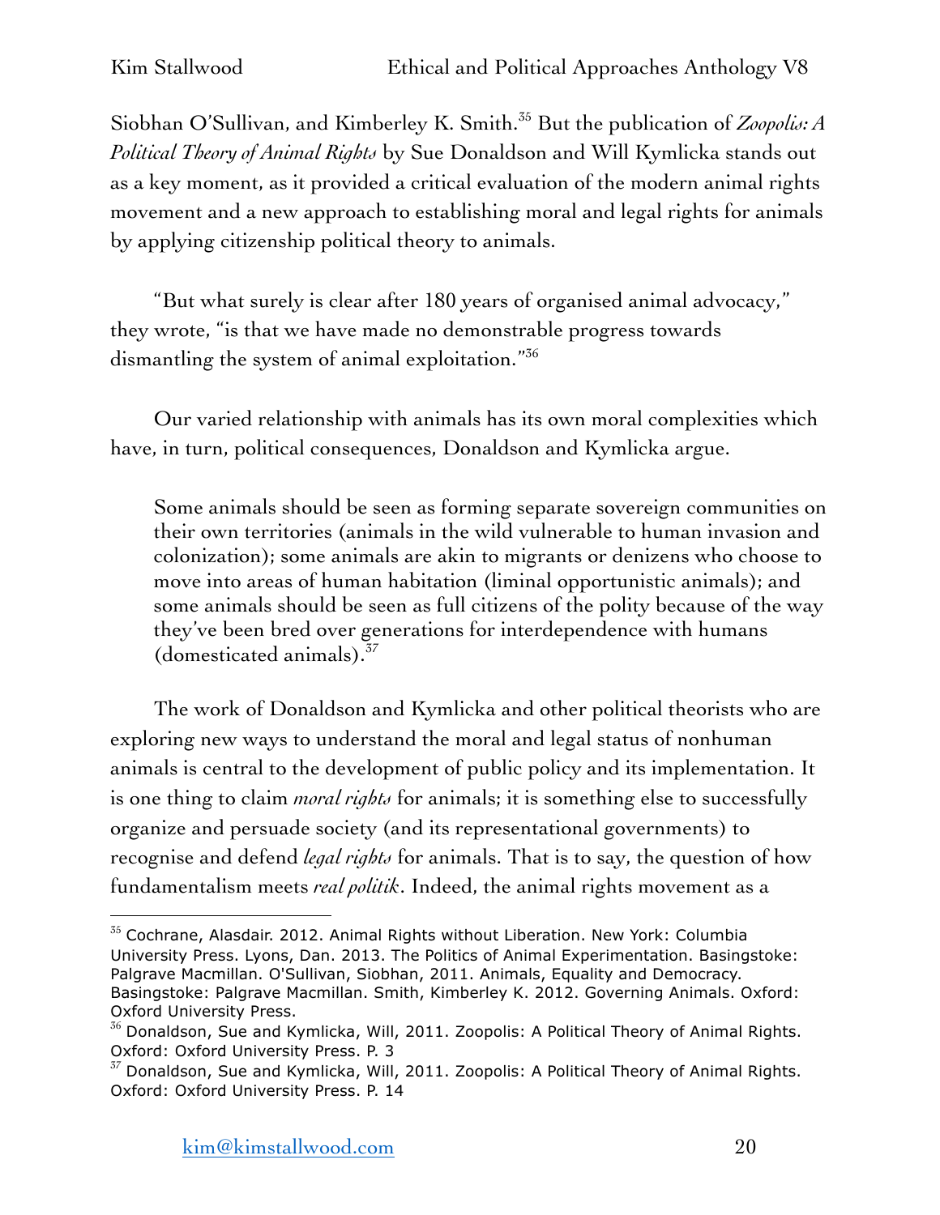Siobhan O'Sullivan, and Kimberley K. Smith.[35] But the publication of *Zoopolis: A Political Theory of Animal Rights* by Sue Donaldson and Will Kymlicka stands out as a key moment, as it provided a critical evaluation of the modern animal rights movement and a new approach to establishing moral and legal rights for animals by applying citizenship political theory to animals.

"But what surely is clear after 180 years of organised animal advocacy," they wrote, "is that we have made no demonstrable progress towards dismantling the system of animal exploitation."[36]

Our varied relationship with animals has its own moral complexities which have, in turn, political consequences, Donaldson and Kymlicka argue.

> Some animals should be seen as forming separate sovereign communities on their own territories (animals in the wild vulnerable to human invasion and colonization); some animals are akin to migrants or denizens who choose to move into areas of human habitation (liminal opportunistic animals); and some animals should be seen as full citizens of the polity because of the way they've been bred over generations for interdependence with humans (domesticated animals).[37]

The work of Donaldson and Kymlicka and other political theorists who are exploring new ways to understand the moral and legal status of nonhuman animals is central to the development of public policy and its implementation. It is one thing to claim *moral rights* for animals; it is something else to successfully organize and persuade society (and its representational governments) to recognise and defend *legal rights* for animals. That is to say, the question of how fundamentalism meets *real politik*. Indeed, the animal rights movement as a

---

[35] Cochrane, Alasdair. 2012. Animal Rights without Liberation. New York: Columbia University Press. Lyons, Dan. 2013. The Politics of Animal Experimentation. Basingstoke: Palgrave Macmillan. O'Sullivan, Siobhan, 2011. Animals, Equality and Democracy. Basingstoke: Palgrave Macmillan. Smith, Kimberley K. 2012. Governing Animals. Oxford: Oxford University Press.

[36] Donaldson, Sue and Kymlicka, Will, 2011. Zoopolis: A Political Theory of Animal Rights. Oxford: Oxford University Press. P. 3

[37] Donaldson, Sue and Kymlicka, Will, 2011. Zoopolis: A Political Theory of Animal Rights. Oxford: Oxford University Press. P. 14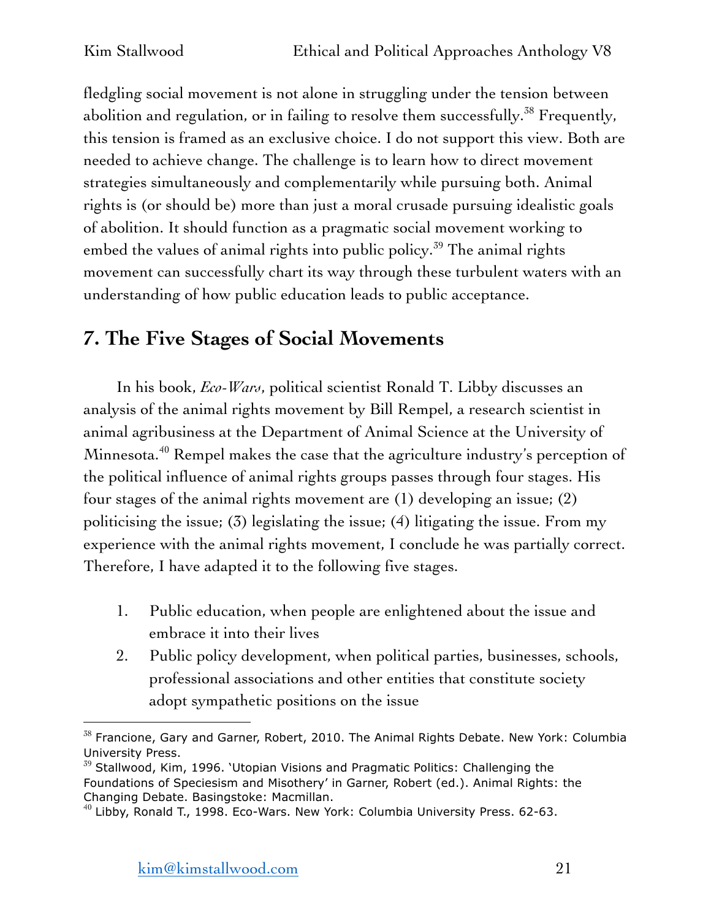fledgling social movement is not alone in struggling under the tension between abolition and regulation, or in failing to resolve them successfully.[38] Frequently, this tension is framed as an exclusive choice. I do not support this view. Both are needed to achieve change. The challenge is to learn how to direct movement strategies simultaneously and complementarily while pursuing both. Animal rights is (or should be) more than just a moral crusade pursuing idealistic goals of abolition. It should function as a pragmatic social movement working to embed the values of animal rights into public policy.[39] The animal rights movement can successfully chart its way through these turbulent waters with an understanding of how public education leads to public acceptance.

## 7. The Five Stages of Social Movements

In his book, *Eco-Wars*, political scientist Ronald T. Libby discusses an analysis of the animal rights movement by Bill Rempel, a research scientist in animal agribusiness at the Department of Animal Science at the University of Minnesota.[40] Rempel makes the case that the agriculture industry's perception of the political influence of animal rights groups passes through four stages. His four stages of the animal rights movement are (1) developing an issue; (2) politicising the issue; (3) legislating the issue; (4) litigating the issue. From my experience with the animal rights movement, I conclude he was partially correct. Therefore, I have adapted it to the following five stages.

1. Public education, when people are enlightened about the issue and embrace it into their lives
2. Public policy development, when political parties, businesses, schools, professional associations and other entities that constitute society adopt sympathetic positions on the issue

---

[38] Francione, Gary and Garner, Robert, 2010. The Animal Rights Debate. New York: Columbia University Press.

[39] Stallwood, Kim, 1996. 'Utopian Visions and Pragmatic Politics: Challenging the Foundations of Speciesism and Misothery' in Garner, Robert (ed.). Animal Rights: the Changing Debate. Basingstoke: Macmillan.

[40] Libby, Ronald T., 1998. Eco-Wars. New York: Columbia University Press. 62-63.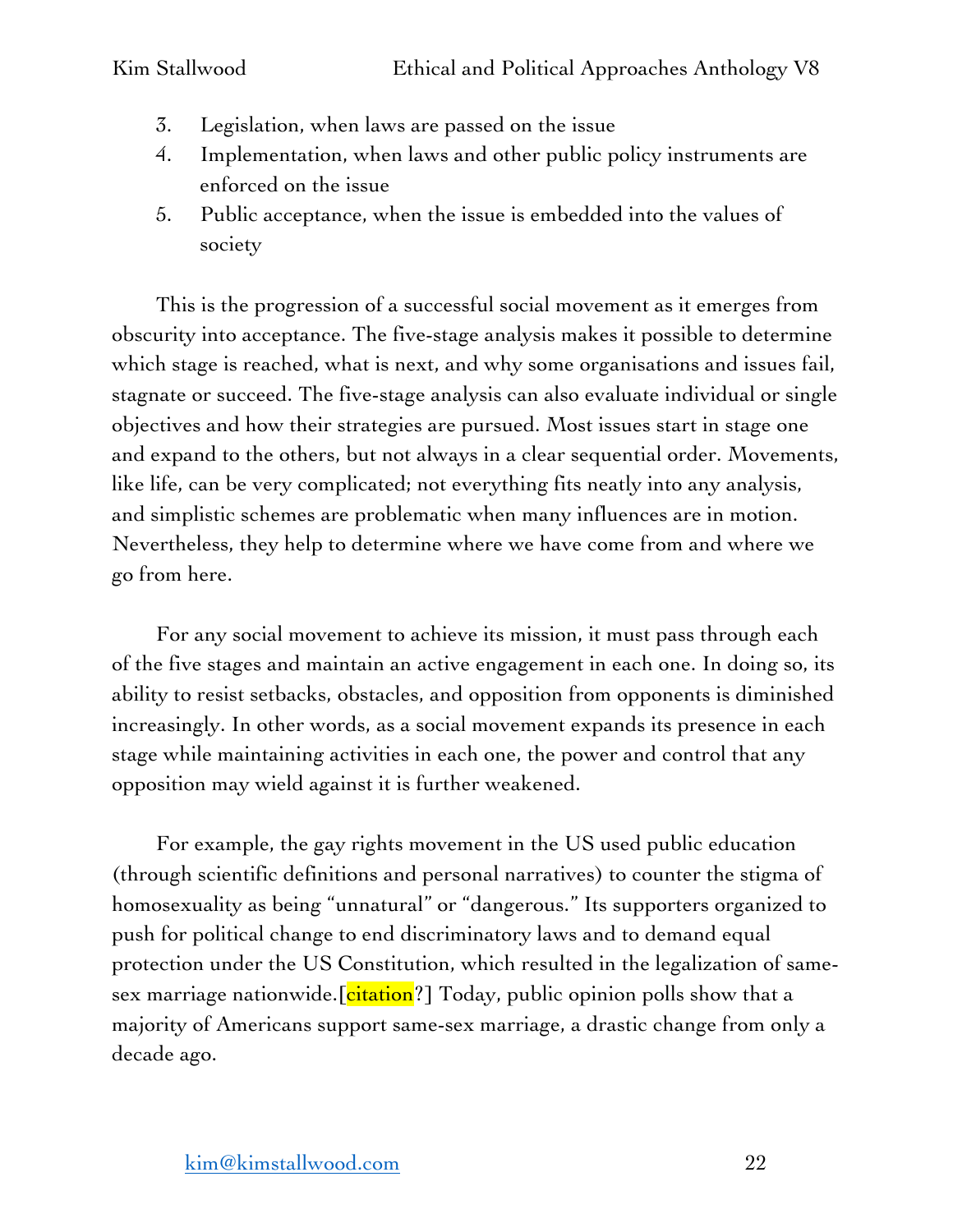3. Legislation, when laws are passed on the issue
4. Implementation, when laws and other public policy instruments are enforced on the issue
5. Public acceptance, when the issue is embedded into the values of society

This is the progression of a successful social movement as it emerges from obscurity into acceptance. The five-stage analysis makes it possible to determine which stage is reached, what is next, and why some organisations and issues fail, stagnate or succeed. The five-stage analysis can also evaluate individual or single objectives and how their strategies are pursued. Most issues start in stage one and expand to the others, but not always in a clear sequential order. Movements, like life, can be very complicated; not everything fits neatly into any analysis, and simplistic schemes are problematic when many influences are in motion. Nevertheless, they help to determine where we have come from and where we go from here.

For any social movement to achieve its mission, it must pass through each of the five stages and maintain an active engagement in each one. In doing so, its ability to resist setbacks, obstacles, and opposition from opponents is diminished increasingly. In other words, as a social movement expands its presence in each stage while maintaining activities in each one, the power and control that any opposition may wield against it is further weakened.

For example, the gay rights movement in the US used public education (through scientific definitions and personal narratives) to counter the stigma of homosexuality as being "unnatural" or "dangerous." Its supporters organized to push for political change to end discriminatory laws and to demand equal protection under the US Constitution, which resulted in the legalization of same-sex marriage nationwide.[citation?] Today, public opinion polls show that a majority of Americans support same-sex marriage, a drastic change from only a decade ago.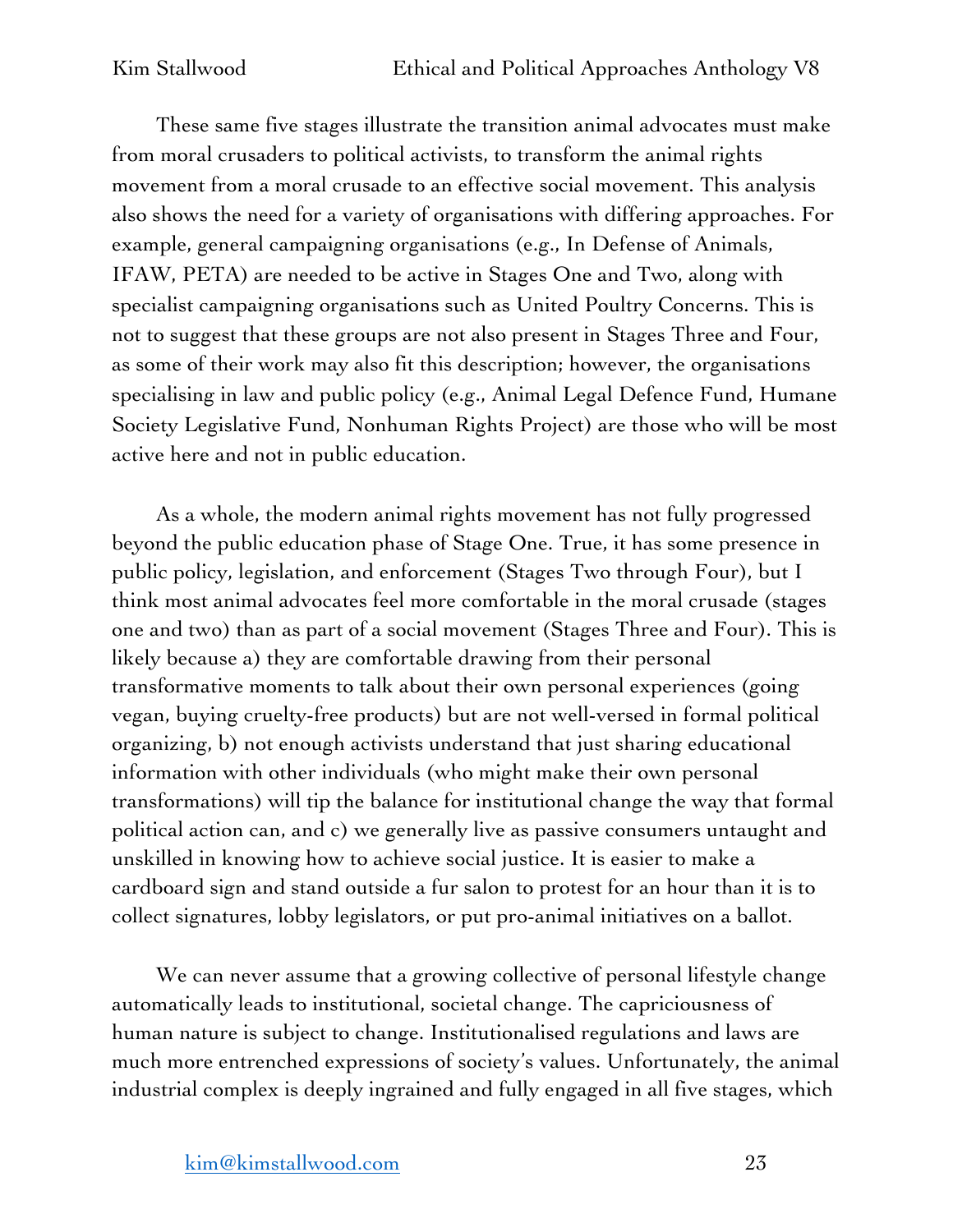These same five stages illustrate the transition animal advocates must make from moral crusaders to political activists, to transform the animal rights movement from a moral crusade to an effective social movement. This analysis also shows the need for a variety of organisations with differing approaches. For example, general campaigning organisations (e.g., In Defense of Animals, IFAW, PETA) are needed to be active in Stages One and Two, along with specialist campaigning organisations such as United Poultry Concerns. This is not to suggest that these groups are not also present in Stages Three and Four, as some of their work may also fit this description; however, the organisations specialising in law and public policy (e.g., Animal Legal Defence Fund, Humane Society Legislative Fund, Nonhuman Rights Project) are those who will be most active here and not in public education.

As a whole, the modern animal rights movement has not fully progressed beyond the public education phase of Stage One. True, it has some presence in public policy, legislation, and enforcement (Stages Two through Four), but I think most animal advocates feel more comfortable in the moral crusade (stages one and two) than as part of a social movement (Stages Three and Four). This is likely because a) they are comfortable drawing from their personal transformative moments to talk about their own personal experiences (going vegan, buying cruelty-free products) but are not well-versed in formal political organizing, b) not enough activists understand that just sharing educational information with other individuals (who might make their own personal transformations) will tip the balance for institutional change the way that formal political action can, and c) we generally live as passive consumers untaught and unskilled in knowing how to achieve social justice. It is easier to make a cardboard sign and stand outside a fur salon to protest for an hour than it is to collect signatures, lobby legislators, or put pro-animal initiatives on a ballot.

We can never assume that a growing collective of personal lifestyle change automatically leads to institutional, societal change. The capriciousness of human nature is subject to change. Institutionalised regulations and laws are much more entrenched expressions of society's values. Unfortunately, the animal industrial complex is deeply ingrained and fully engaged in all five stages, which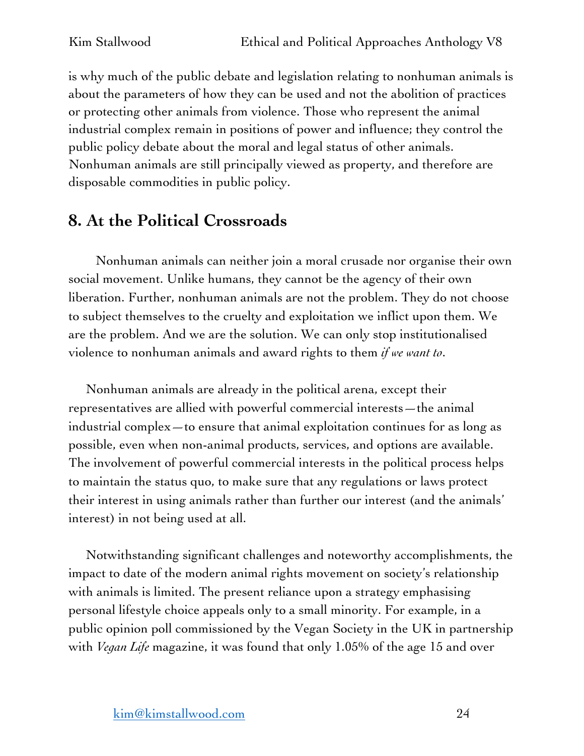is why much of the public debate and legislation relating to nonhuman animals is about the parameters of how they can be used and not the abolition of practices or protecting other animals from violence. Those who represent the animal industrial complex remain in positions of power and influence; they control the public policy debate about the moral and legal status of other animals. Nonhuman animals are still principally viewed as property, and therefore are disposable commodities in public policy.

## 8. At the Political Crossroads

Nonhuman animals can neither join a moral crusade nor organise their own social movement. Unlike humans, they cannot be the agency of their own liberation. Further, nonhuman animals are not the problem. They do not choose to subject themselves to the cruelty and exploitation we inflict upon them. We are the problem. And we are the solution. We can only stop institutionalised violence to nonhuman animals and award rights to them *if we want to*.

Nonhuman animals are already in the political arena, except their representatives are allied with powerful commercial interests—the animal industrial complex—to ensure that animal exploitation continues for as long as possible, even when non-animal products, services, and options are available. The involvement of powerful commercial interests in the political process helps to maintain the status quo, to make sure that any regulations or laws protect their interest in using animals rather than further our interest (and the animals' interest) in not being used at all.

Notwithstanding significant challenges and noteworthy accomplishments, the impact to date of the modern animal rights movement on society's relationship with animals is limited. The present reliance upon a strategy emphasising personal lifestyle choice appeals only to a small minority. For example, in a public opinion poll commissioned by the Vegan Society in the UK in partnership with *Vegan Life* magazine, it was found that only 1.05% of the age 15 and over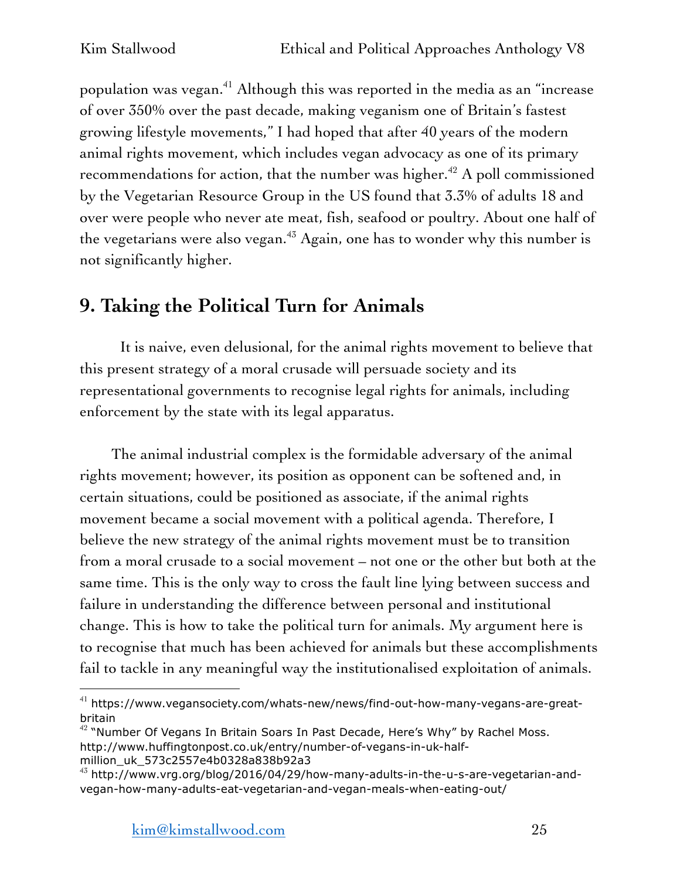population was vegan.[41] Although this was reported in the media as an "increase of over 350% over the past decade, making veganism one of Britain's fastest growing lifestyle movements," I had hoped that after 40 years of the modern animal rights movement, which includes vegan advocacy as one of its primary recommendations for action, that the number was higher.[42] A poll commissioned by the Vegetarian Resource Group in the US found that 3.3% of adults 18 and over were people who never ate meat, fish, seafood or poultry. About one half of the vegetarians were also vegan.[43] Again, one has to wonder why this number is not significantly higher.

## 9. Taking the Political Turn for Animals

It is naive, even delusional, for the animal rights movement to believe that this present strategy of a moral crusade will persuade society and its representational governments to recognise legal rights for animals, including enforcement by the state with its legal apparatus.

The animal industrial complex is the formidable adversary of the animal rights movement; however, its position as opponent can be softened and, in certain situations, could be positioned as associate, if the animal rights movement became a social movement with a political agenda. Therefore, I believe the new strategy of the animal rights movement must be to transition from a moral crusade to a social movement – not one or the other but both at the same time. This is the only way to cross the fault line lying between success and failure in understanding the difference between personal and institutional change. This is how to take the political turn for animals. My argument here is to recognise that much has been achieved for animals but these accomplishments fail to tackle in any meaningful way the institutionalised exploitation of animals.

---

[41] https://www.vegansociety.com/whats-new/news/find-out-how-many-vegans-are-great-britain

[42] "Number Of Vegans In Britain Soars In Past Decade, Here's Why" by Rachel Moss. http://www.huffingtonpost.co.uk/entry/number-of-vegans-in-uk-half-million_uk_573c2557e4b0328a838b92a3

[43] http://www.vrg.org/blog/2016/04/29/how-many-adults-in-the-u-s-are-vegetarian-and-vegan-how-many-adults-eat-vegetarian-and-vegan-meals-when-eating-out/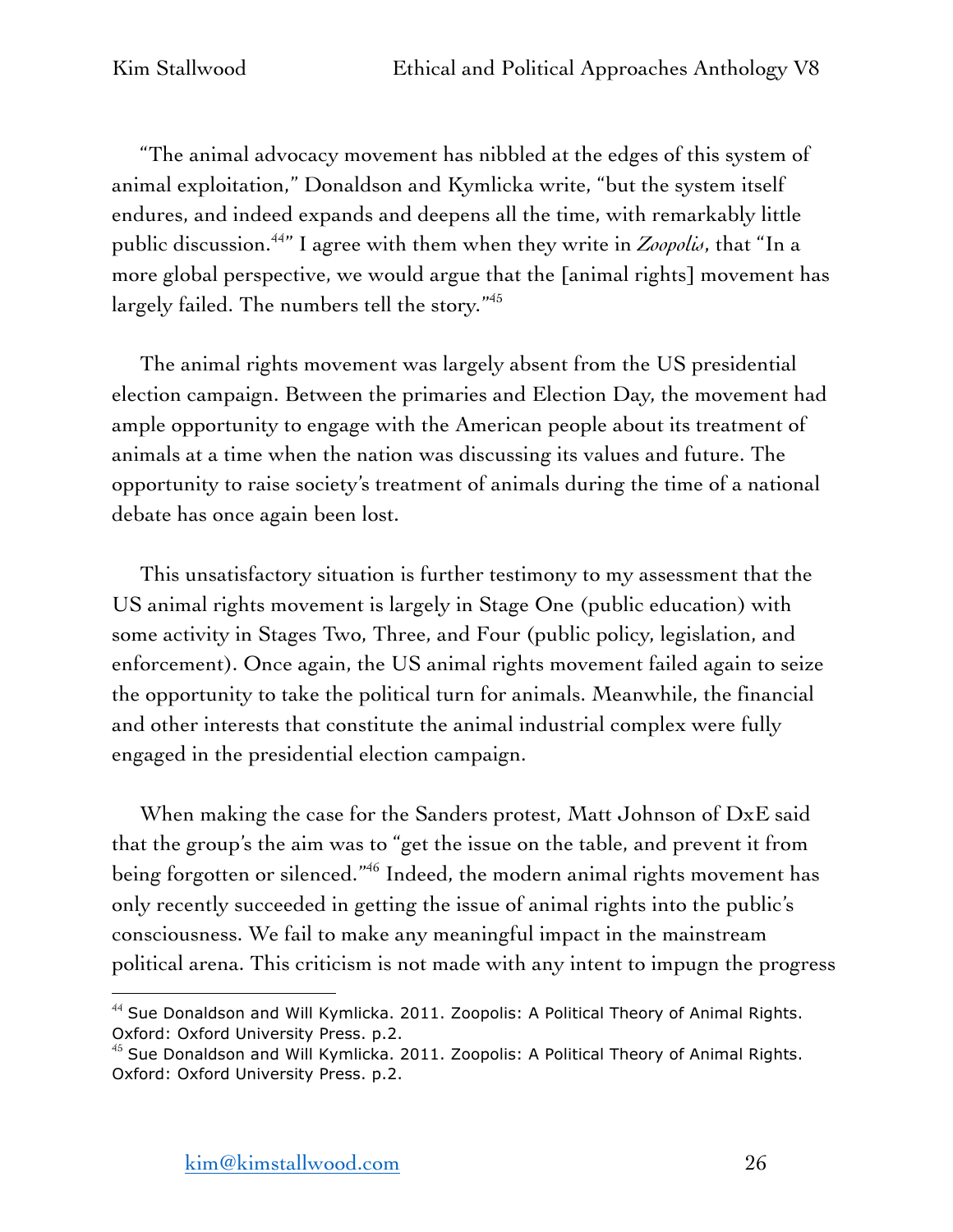"The animal advocacy movement has nibbled at the edges of this system of animal exploitation," Donaldson and Kymlicka write, "but the system itself endures, and indeed expands and deepens all the time, with remarkably little public discussion.[44]" I agree with them when they write in *Zoopolis*, that "In a more global perspective, we would argue that the [animal rights] movement has largely failed. The numbers tell the story."[45]

The animal rights movement was largely absent from the US presidential election campaign. Between the primaries and Election Day, the movement had ample opportunity to engage with the American people about its treatment of animals at a time when the nation was discussing its values and future. The opportunity to raise society's treatment of animals during the time of a national debate has once again been lost.

This unsatisfactory situation is further testimony to my assessment that the US animal rights movement is largely in Stage One (public education) with some activity in Stages Two, Three, and Four (public policy, legislation, and enforcement). Once again, the US animal rights movement failed again to seize the opportunity to take the political turn for animals. Meanwhile, the financial and other interests that constitute the animal industrial complex were fully engaged in the presidential election campaign.

When making the case for the Sanders protest, Matt Johnson of DxE said that the group's the aim was to "get the issue on the table, and prevent it from being forgotten or silenced."[46] Indeed, the modern animal rights movement has only recently succeeded in getting the issue of animal rights into the public's consciousness. We fail to make any meaningful impact in the mainstream political arena. This criticism is not made with any intent to impugn the progress

---

[44] Sue Donaldson and Will Kymlicka. 2011. Zoopolis: A Political Theory of Animal Rights. Oxford: Oxford University Press. p.2.

[45] Sue Donaldson and Will Kymlicka. 2011. Zoopolis: A Political Theory of Animal Rights. Oxford: Oxford University Press. p.2.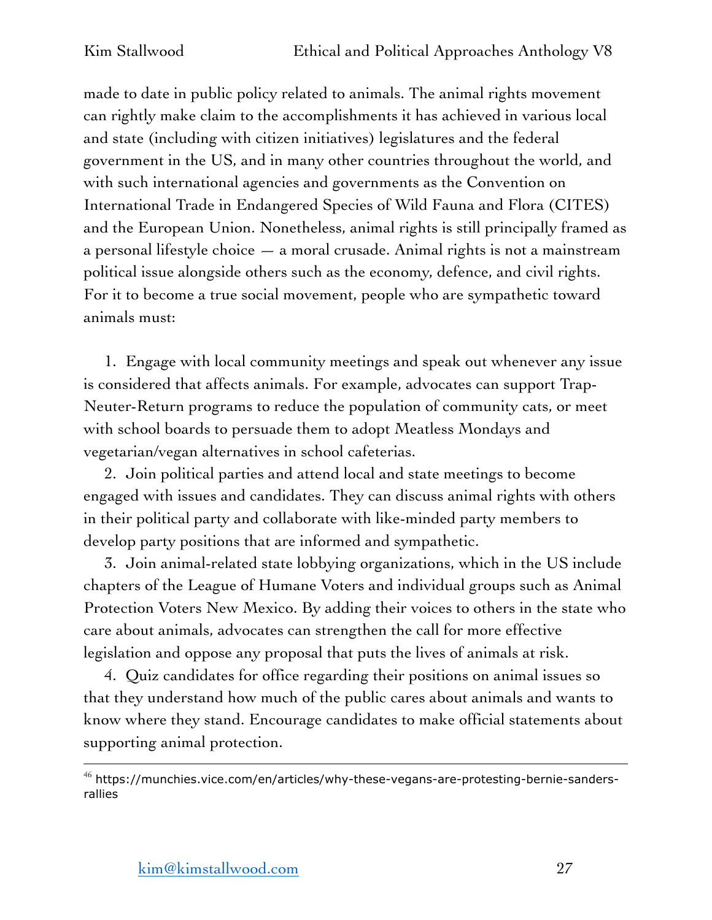made to date in public policy related to animals. The animal rights movement can rightly make claim to the accomplishments it has achieved in various local and state (including with citizen initiatives) legislatures and the federal government in the US, and in many other countries throughout the world, and with such international agencies and governments as the Convention on International Trade in Endangered Species of Wild Fauna and Flora (CITES) and the European Union. Nonetheless, animal rights is still principally framed as a personal lifestyle choice — a moral crusade. Animal rights is not a mainstream political issue alongside others such as the economy, defence, and civil rights. For it to become a true social movement, people who are sympathetic toward animals must:

1. Engage with local community meetings and speak out whenever any issue is considered that affects animals. For example, advocates can support Trap-Neuter-Return programs to reduce the population of community cats, or meet with school boards to persuade them to adopt Meatless Mondays and vegetarian/vegan alternatives in school cafeterias.
2. Join political parties and attend local and state meetings to become engaged with issues and candidates. They can discuss animal rights with others in their political party and collaborate with like-minded party members to develop party positions that are informed and sympathetic.
3. Join animal-related state lobbying organizations, which in the US include chapters of the League of Humane Voters and individual groups such as Animal Protection Voters New Mexico. By adding their voices to others in the state who care about animals, advocates can strengthen the call for more effective legislation and oppose any proposal that puts the lives of animals at risk.
4. Quiz candidates for office regarding their positions on animal issues so that they understand how much of the public cares about animals and wants to know where they stand. Encourage candidates to make official statements about supporting animal protection.

---

[46] https://munchies.vice.com/en/articles/why-these-vegans-are-protesting-bernie-sanders-rallies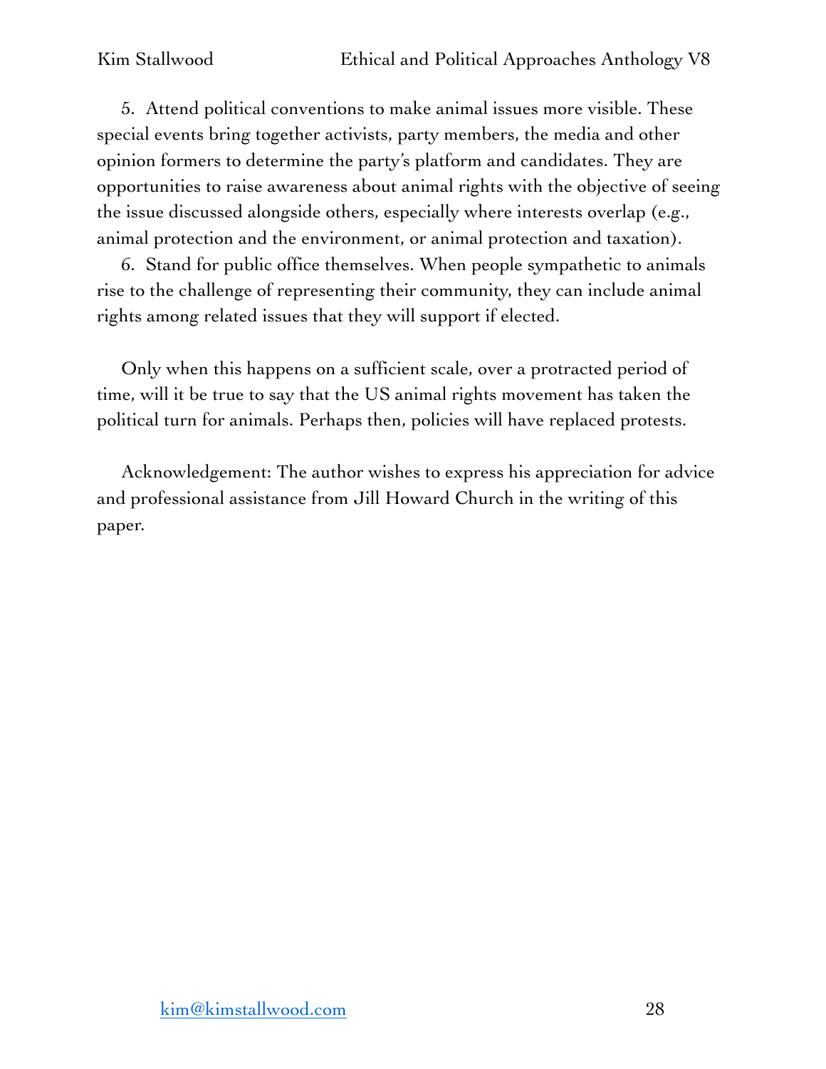5. Attend political conventions to make animal issues more visible. These special events bring together activists, party members, the media and other opinion formers to determine the party's platform and candidates. They are opportunities to raise awareness about animal rights with the objective of seeing the issue discussed alongside others, especially where interests overlap (e.g., animal protection and the environment, or animal protection and taxation).
6. Stand for public office themselves. When people sympathetic to animals rise to the challenge of representing their community, they can include animal rights among related issues that they will support if elected.

Only when this happens on a sufficient scale, over a protracted period of time, will it be true to say that the US animal rights movement has taken the political turn for animals. Perhaps then, policies will have replaced protests.

Acknowledgement: The author wishes to express his appreciation for advice and professional assistance from Jill Howard Church in the writing of this paper.